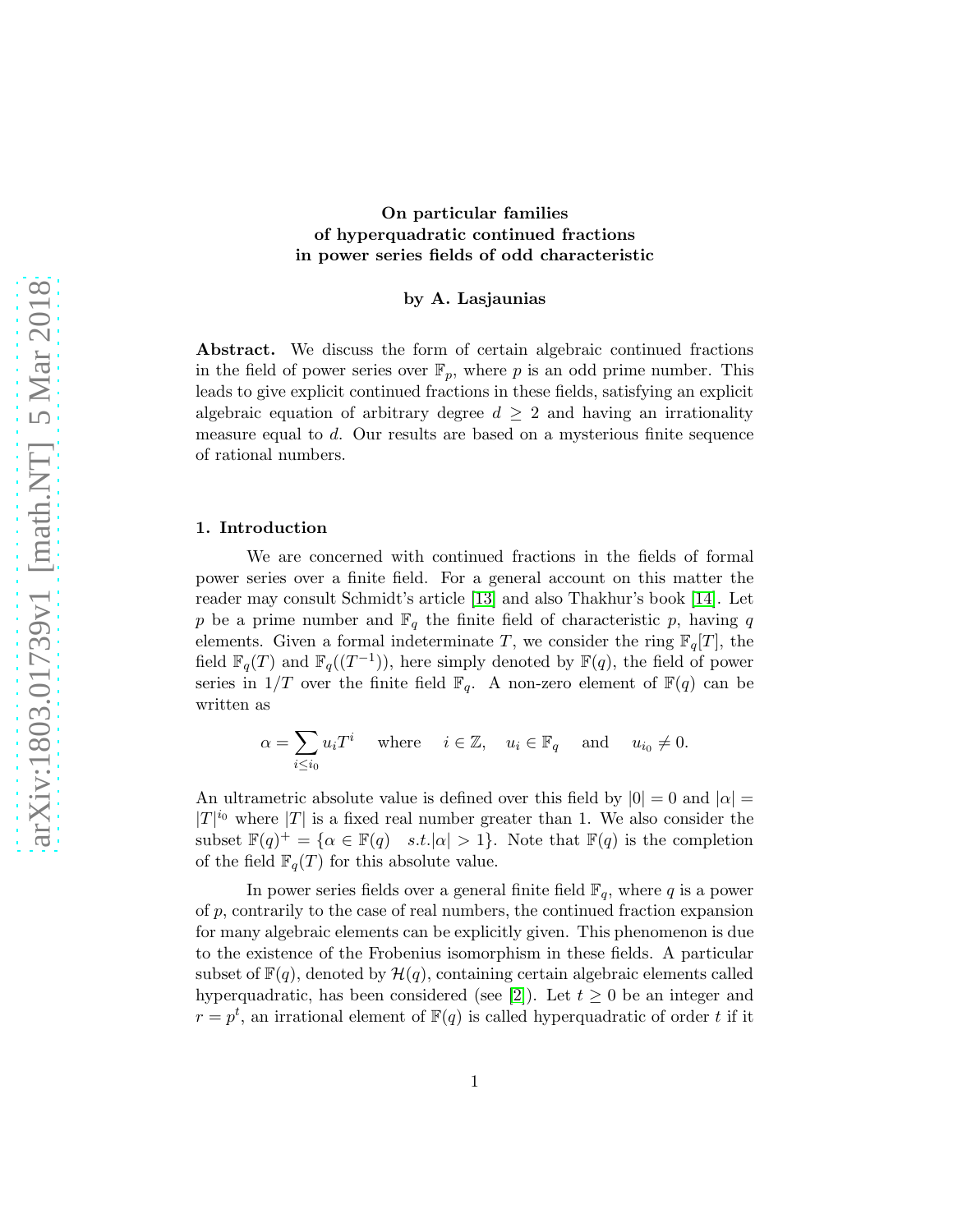# On particular families of hyperquadratic continued fractions in power series fields of odd characteristic

**by A. Lasjaunias**

**Abstract.** We discuss the form of certain algebraic continued fractions in the field of power series over $\mathbb{F}_p$, where $p$ is an odd prime number. This leads to give explicit continued fractions in these fields, satisfying an explicit algebraic equation of arbitrary degree $d \geq 2$ and having an irrationality measure equal to $d$. Our results are based on a mysterious finite sequence of rational numbers.

## 1. Introduction

We are concerned with continued fractions in the fields of formal power series over a finite field. For a general account on this matter the reader may consult Schmidt's article [13] and also Thakhur's book [14]. Let $p$ be a prime number and $\mathbb{F}_q$ the finite field of characteristic $p$, having $q$ elements. Given a formal indeterminate $T$, we consider the ring $\mathbb{F}_q[T]$, the field $\mathbb{F}_q(T)$ and $\mathbb{F}_q((T^{-1}))$, here simply denoted by $\mathbb{F}(q)$, the field of power series in $1/T$ over the finite field $\mathbb{F}_q$. A non-zero element of $\mathbb{F}(q)$ can be written as

$$\alpha = \sum_{i \leq i_0} u_i T^i \quad \text{where} \quad i \in \mathbb{Z}, \quad u_i \in \mathbb{F}_q \quad \text{and} \quad u_{i_0} \neq 0.$$

An ultrametric absolute value is defined over this field by $|0| = 0$ and $|\alpha| = |T|^{i_0}$ where $|T|$ is a fixed real number greater than 1. We also consider the subset $\mathbb{F}(q)^+ = \{\alpha \in \mathbb{F}(q) \quad s.t. |\alpha| > 1\}$. Note that $\mathbb{F}(q)$ is the completion of the field $\mathbb{F}_q(T)$ for this absolute value.

In power series fields over a general finite field $\mathbb{F}_q$, where $q$ is a power of $p$, contrarily to the case of real numbers, the continued fraction expansion for many algebraic elements can be explicitly given. This phenomenon is due to the existence of the Frobenius isomorphism in these fields. A particular subset of $\mathbb{F}(q)$, denoted by $\mathcal{H}(q)$, containing certain algebraic elements called hyperquadratic, has been considered (see [2]). Let $t \geq 0$ be an integer and $r = p^t$, an irrational element of $\mathbb{F}(q)$ is called hyperquadratic of order $t$ if it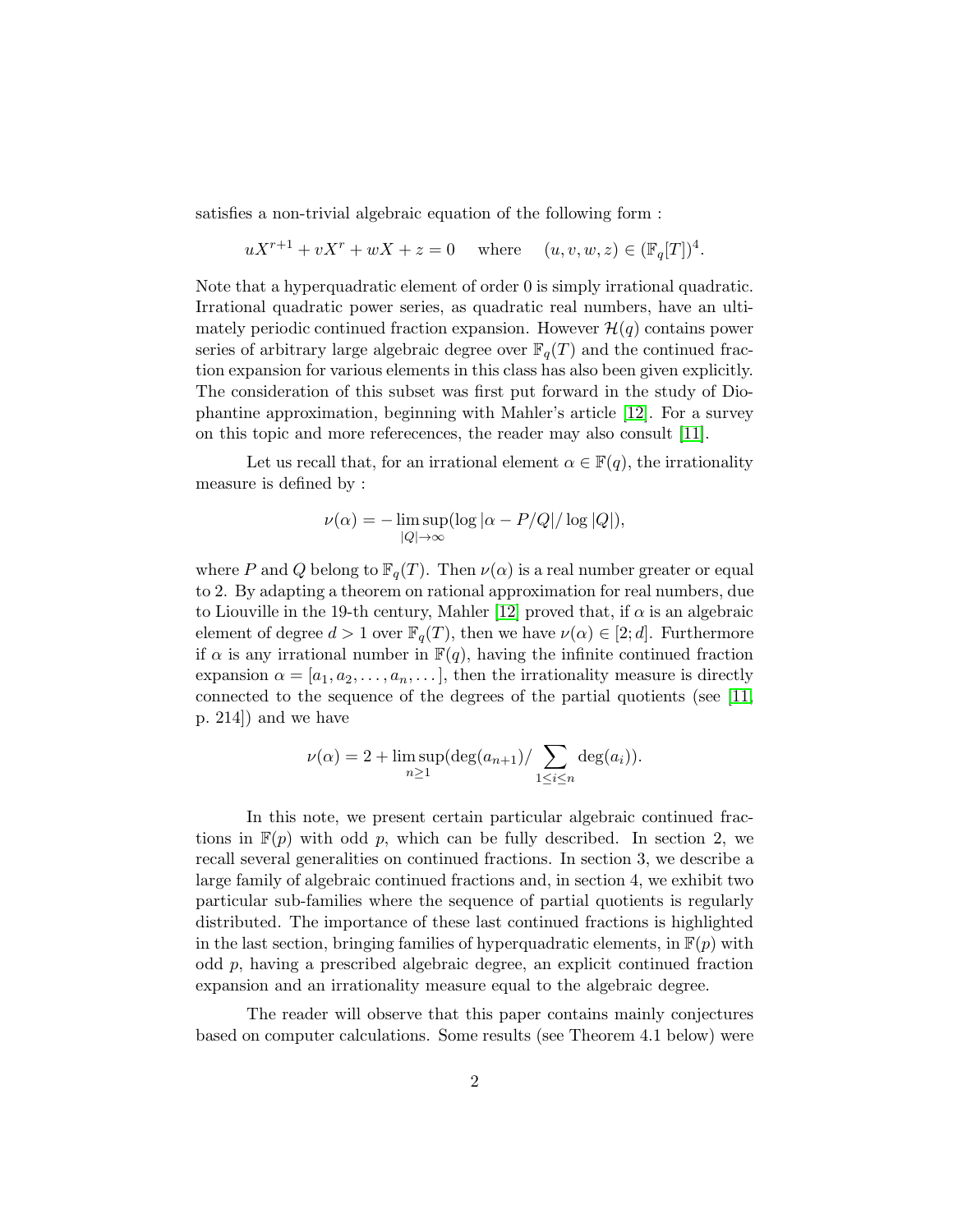satisfies a non-trivial algebraic equation of the following form :

$$uX^{r+1} + vX^r + wX + z = 0 \quad \text{where} \quad (u, v, w, z) \in (\mathbb{F}_q[T])^4.$$

Note that a hyperquadratic element of order 0 is simply irrational quadratic. Irrational quadratic power series, as quadratic real numbers, have an ultimately periodic continued fraction expansion. However $\mathcal{H}(q)$ contains power series of arbitrary large algebraic degree over $\mathbb{F}_q(T)$ and the continued fraction expansion for various elements in this class has also been given explicitly. The consideration of this subset was first put forward in the study of Diophantine approximation, beginning with Mahler's article [12]. For a survey on this topic and more referecences, the reader may also consult [11].

Let us recall that, for an irrational element $\alpha \in \mathbb{F}(q)$, the irrationality measure is defined by :

$$\nu(\alpha) = -\limsup_{|Q|\to\infty}(\log|\alpha - P/Q|/\log|Q|),$$

where $P$ and $Q$ belong to $\mathbb{F}_q(T)$. Then $\nu(\alpha)$ is a real number greater or equal to 2. By adapting a theorem on rational approximation for real numbers, due to Liouville in the 19-th century, Mahler [12] proved that, if $\alpha$ is an algebraic element of degree $d > 1$ over $\mathbb{F}_q(T)$, then we have $\nu(\alpha) \in [2; d]$. Furthermore if $\alpha$ is any irrational number in $\mathbb{F}(q)$, having the infinite continued fraction expansion $\alpha = [a_1, a_2, \ldots, a_n, \ldots]$, then the irrationality measure is directly connected to the sequence of the degrees of the partial quotients (see [11, p. 214]) and we have

$$\nu(\alpha) = 2 + \limsup_{n\geq 1}(\deg(a_{n+1})/\sum_{1\leq i\leq n}\deg(a_i)).$$

In this note, we present certain particular algebraic continued fractions in $\mathbb{F}(p)$ with odd $p$, which can be fully described. In section 2, we recall several generalities on continued fractions. In section 3, we describe a large family of algebraic continued fractions and, in section 4, we exhibit two particular sub-families where the sequence of partial quotients is regularly distributed. The importance of these last continued fractions is highlighted in the last section, bringing families of hyperquadratic elements, in $\mathbb{F}(p)$ with odd $p$, having a prescribed algebraic degree, an explicit continued fraction expansion and an irrationality measure equal to the algebraic degree.

The reader will observe that this paper contains mainly conjectures based on computer calculations. Some results (see Theorem 4.1 below) were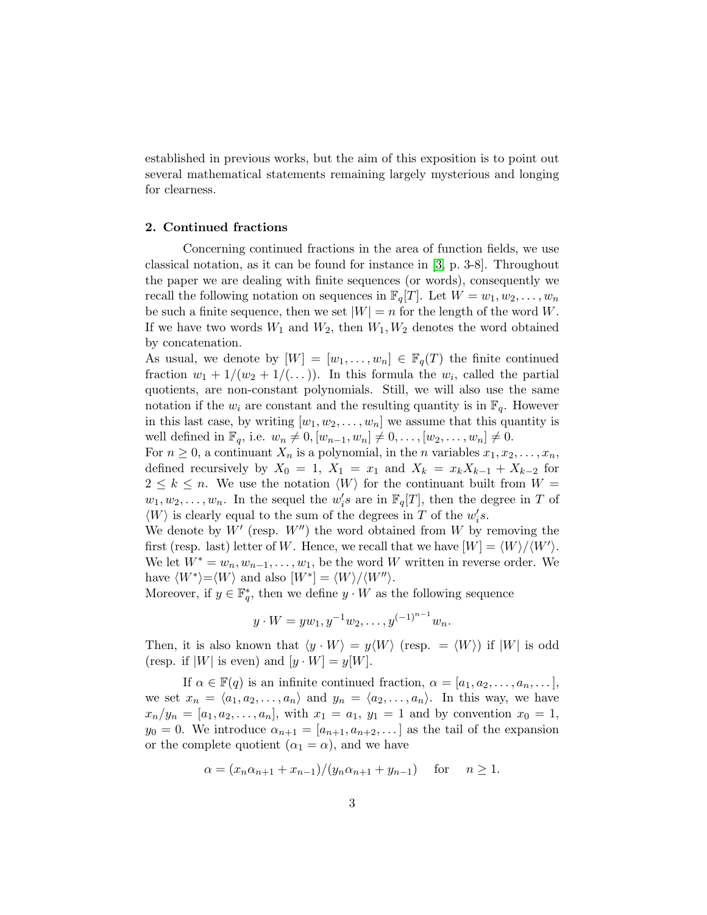established in previous works, but the aim of this exposition is to point out several mathematical statements remaining largely mysterious and longing for clearness.

## 2. Continued fractions

Concerning continued fractions in the area of function fields, we use classical notation, as it can be found for instance in [3, p. 3-8]. Throughout the paper we are dealing with finite sequences (or words), consequently we recall the following notation on sequences in $\mathbb{F}_q[T]$. Let $W = w_1, w_2, \dots, w_n$ be such a finite sequence, then we set $|W| = n$ for the length of the word $W$. If we have two words $W_1$ and $W_2$, then $W_1, W_2$ denotes the word obtained by concatenation.
As usual, we denote by $[W] = [w_1, \dots, w_n] \in \mathbb{F}_q(T)$ the finite continued fraction $w_1 + 1/(w_2 + 1/(\dots))$. In this formula the $w_i$, called the partial quotients, are non-constant polynomials. Still, we will also use the same notation if the $w_i$ are constant and the resulting quantity is in $\mathbb{F}_q$. However in this last case, by writing $[w_1, w_2, \dots, w_n]$ we assume that this quantity is well defined in $\mathbb{F}_q$, i.e. $w_n \neq 0, [w_{n-1}, w_n] \neq 0, \dots, [w_2, \dots, w_n] \neq 0$.
For $n \geq 0$, a continuant $X_n$ is a polynomial, in the $n$ variables $x_1, x_2, \dots, x_n$, defined recursively by $X_0 = 1$, $X_1 = x_1$ and $X_k = x_k X_{k-1} + X_{k-2}$ for $2 \leq k \leq n$. We use the notation $\langle W \rangle$ for the continuant built from $W = w_1, w_2, \dots, w_n$. In the sequel the $w_i's$ are in $\mathbb{F}_q[T]$, then the degree in $T$ of $\langle W \rangle$ is clearly equal to the sum of the degrees in $T$ of the $w_i's$.
We denote by $W'$ (resp. $W''$) the word obtained from $W$ by removing the first (resp. last) letter of $W$. Hence, we recall that we have $[W] = \langle W \rangle / \langle W' \rangle$. We let $W^* = w_n, w_{n-1}, \dots, w_1$, be the word $W$ written in reverse order. We have $\langle W^* \rangle = \langle W \rangle$ and also $[W^*] = \langle W \rangle / \langle W'' \rangle$.
Moreover, if $y \in \mathbb{F}_q^*$, then we define $y \cdot W$ as the following sequence

$$y \cdot W = yw_1, y^{-1}w_2, \dots, y^{(-1)^{n-1}}w_n.$$

Then, it is also known that $\langle y \cdot W \rangle = y \langle W \rangle$ (resp. $= \langle W \rangle$) if $|W|$ is odd (resp. if $|W|$ is even) and $[y \cdot W] = y[W]$.

If $\alpha \in \mathbb{F}(q)$ is an infinite continued fraction, $\alpha = [a_1, a_2, \dots, a_n, \dots]$, we set $x_n = \langle a_1, a_2, \dots, a_n \rangle$ and $y_n = \langle a_2, \dots, a_n \rangle$. In this way, we have $x_n/y_n = [a_1, a_2, \dots, a_n]$, with $x_1 = a_1$, $y_1 = 1$ and by convention $x_0 = 1$, $y_0 = 0$. We introduce $\alpha_{n+1} = [a_{n+1}, a_{n+2}, \dots]$ as the tail of the expansion or the complete quotient ($\alpha_1 = \alpha$), and we have

$$\alpha = (x_n \alpha_{n+1} + x_{n-1})/(y_n \alpha_{n+1} + y_{n-1}) \quad \text{for} \quad n \geq 1.$$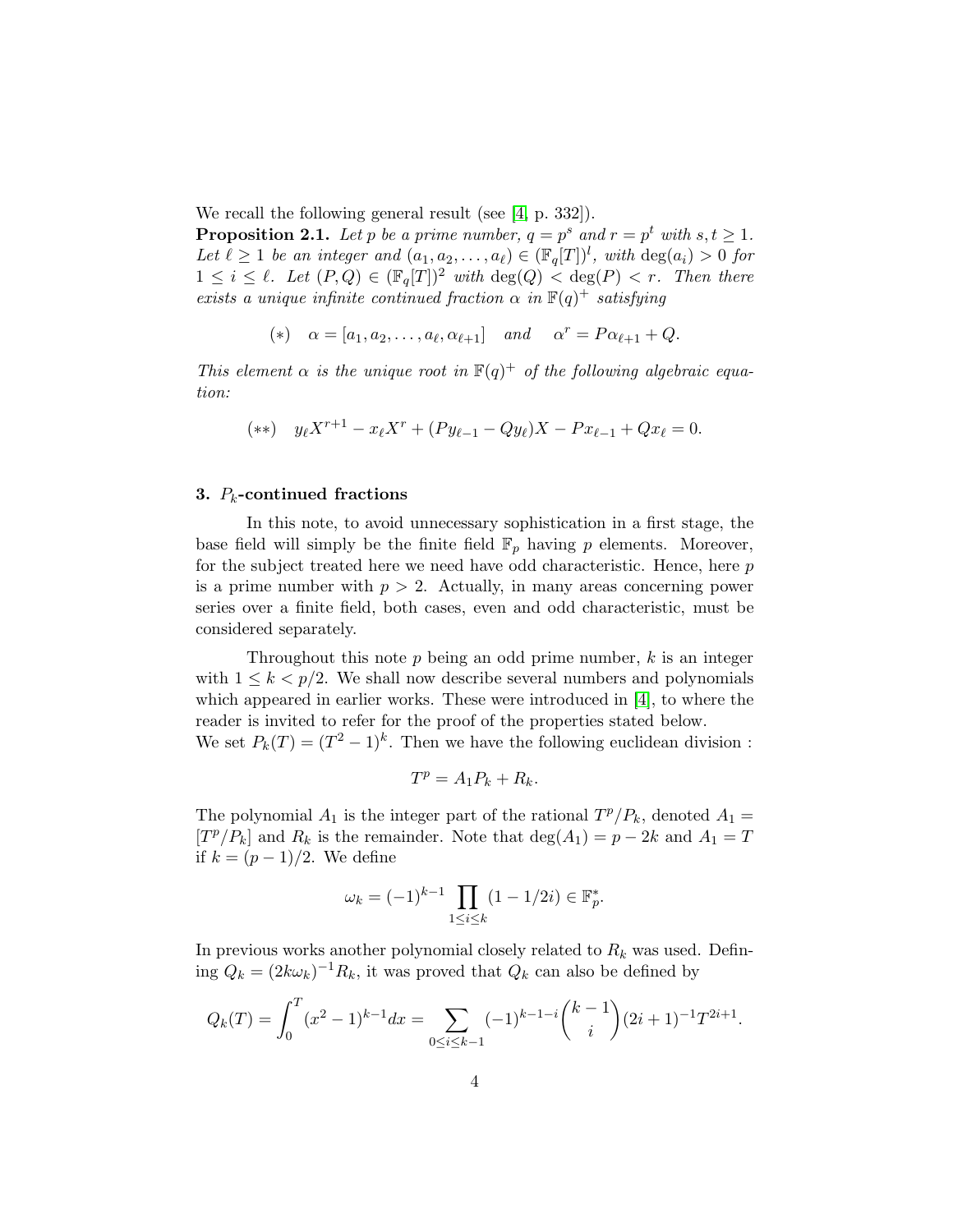We recall the following general result (see [4, p. 332]).

**Proposition 2.1.** *Let $p$ be a prime number, $q = p^s$ and $r = p^t$ with $s, t \geq 1$. Let $\ell \geq 1$ be an integer and $(a_1, a_2, \ldots, a_\ell) \in (\mathbb{F}_q[T])^l$, with $\deg(a_i) > 0$ for $1 \leq i \leq \ell$. Let $(P, Q) \in (\mathbb{F}_q[T])^2$ with $\deg(Q) < \deg(P) < r$. Then there exists a unique infinite continued fraction $\alpha$ in $\mathbb{F}(q)^+$ satisfying*

$$(*) \quad \alpha = [a_1, a_2, \ldots, a_\ell, \alpha_{\ell+1}] \quad \textit{and} \quad \alpha^r = P\alpha_{\ell+1} + Q.$$

*This element $\alpha$ is the unique root in $\mathbb{F}(q)^+$ of the following algebraic equation:*

$$(**) \quad y_\ell X^{r+1} - x_\ell X^r + (Py_{\ell-1} - Qy_\ell)X - Px_{\ell-1} + Qx_\ell = 0.$$

### 3. $P_k$-continued fractions

In this note, to avoid unnecessary sophistication in a first stage, the base field will simply be the finite field $\mathbb{F}_p$ having $p$ elements. Moreover, for the subject treated here we need have odd characteristic. Hence, here $p$ is a prime number with $p > 2$. Actually, in many areas concerning power series over a finite field, both cases, even and odd characteristic, must be considered separately.

Throughout this note $p$ being an odd prime number, $k$ is an integer with $1 \leq k < p/2$. We shall now describe several numbers and polynomials which appeared in earlier works. These were introduced in [4], to where the reader is invited to refer for the proof of the properties stated below.

We set $P_k(T) = (T^2 - 1)^k$. Then we have the following euclidean division :

$$T^p = A_1 P_k + R_k.$$

The polynomial $A_1$ is the integer part of the rational $T^p/P_k$, denoted $A_1 = [T^p/P_k]$ and $R_k$ is the remainder. Note that $\deg(A_1) = p - 2k$ and $A_1 = T$ if $k = (p-1)/2$. We define

$$\omega_k = (-1)^{k-1} \prod_{1 \leq i \leq k} (1 - 1/2i) \in \mathbb{F}_p^*.$$

In previous works another polynomial closely related to $R_k$ was used. Defining $Q_k = (2k\omega_k)^{-1} R_k$, it was proved that $Q_k$ can also be defined by

$$Q_k(T) = \int_0^T (x^2 - 1)^{k-1} dx = \sum_{0 \leq i \leq k-1} (-1)^{k-1-i} \binom{k-1}{i} (2i+1)^{-1} T^{2i+1}.$$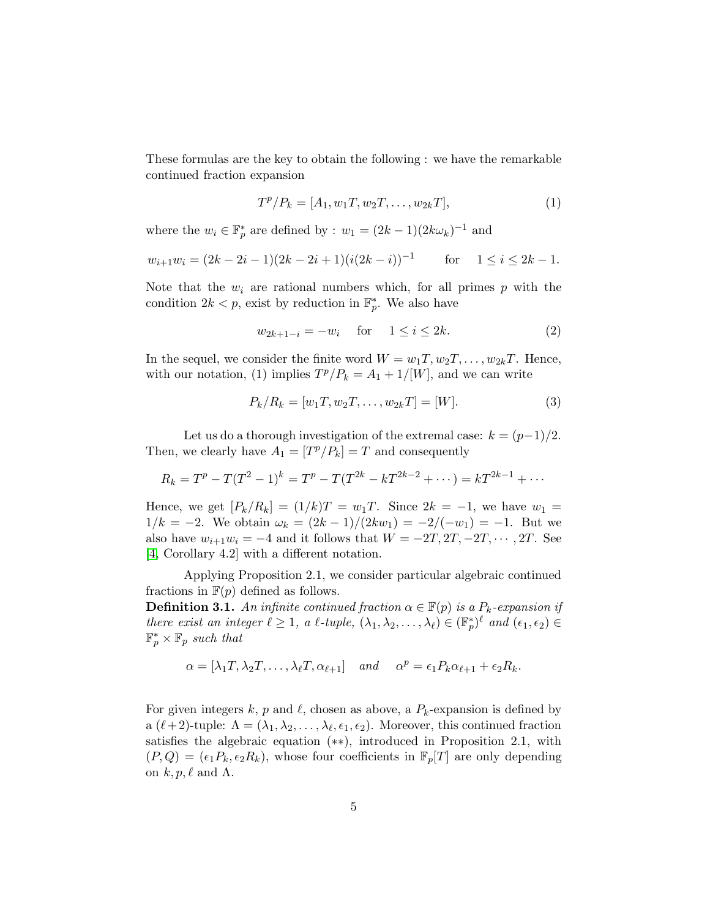These formulas are the key to obtain the following : we have the remarkable continued fraction expansion

$$T^p/P_k = [A_1, w_1T, w_2T, \ldots, w_{2k}T], \tag{1}$$

where the $w_i \in \mathbb{F}_p^*$ are defined by : $w_1 = (2k-1)(2k\omega_k)^{-1}$ and

$$w_{i+1}w_i = (2k-2i-1)(2k-2i+1)(i(2k-i))^{-1} \qquad \text{for} \quad 1 \leq i \leq 2k-1.$$

Note that the $w_i$ are rational numbers which, for all primes $p$ with the condition $2k < p$, exist by reduction in $\mathbb{F}_p^*$. We also have

$$w_{2k+1-i} = -w_i \quad \text{for} \quad 1 \leq i \leq 2k. \tag{2}$$

In the sequel, we consider the finite word $W = w_1T, w_2T, \ldots, w_{2k}T$. Hence, with our notation, (1) implies $T^p/P_k = A_1 + 1/[W]$, and we can write

$$P_k/R_k = [w_1T, w_2T, \ldots, w_{2k}T] = [W]. \tag{3}$$

Let us do a thorough investigation of the extremal case: $k = (p-1)/2$. Then, we clearly have $A_1 = [T^p/P_k] = T$ and consequently

$$R_k = T^p - T(T^2-1)^k = T^p - T(T^{2k} - kT^{2k-2} + \cdots) = kT^{2k-1} + \cdots$$

Hence, we get $[P_k/R_k] = (1/k)T = w_1T$. Since $2k = -1$, we have $w_1 = 1/k = -2$. We obtain $\omega_k = (2k-1)/(2kw_1) = -2/(-w_1) = -1$. But we also have $w_{i+1}w_i = -4$ and it follows that $W = -2T, 2T, -2T, \cdots, 2T$. See [4, Corollary 4.2] with a different notation.

Applying Proposition 2.1, we consider particular algebraic continued fractions in $\mathbb{F}(p)$ defined as follows.

**Definition 3.1.** *An infinite continued fraction $\alpha \in \mathbb{F}(p)$ is a $P_k$-expansion if there exist an integer $\ell \geq 1$, a $\ell$-tuple, $(\lambda_1, \lambda_2, \ldots, \lambda_\ell) \in (\mathbb{F}_p^*)^\ell$ and $(\epsilon_1, \epsilon_2) \in \mathbb{F}_p^* \times \mathbb{F}_p$ such that*

$$\alpha = [\lambda_1T, \lambda_2T, \ldots, \lambda_\ell T, \alpha_{\ell+1}] \quad \textit{and} \quad \alpha^p = \epsilon_1 P_k \alpha_{\ell+1} + \epsilon_2 R_k.$$

For given integers $k$, $p$ and $\ell$, chosen as above, a $P_k$-expansion is defined by a $(\ell+2)$-tuple: $\Lambda = (\lambda_1, \lambda_2, \ldots, \lambda_\ell, \epsilon_1, \epsilon_2)$. Moreover, this continued fraction satisfies the algebraic equation $(**)$, introduced in Proposition 2.1, with $(P, Q) = (\epsilon_1 P_k, \epsilon_2 R_k)$, whose four coefficients in $\mathbb{F}_p[T]$ are only depending on $k, p, \ell$ and $\Lambda$.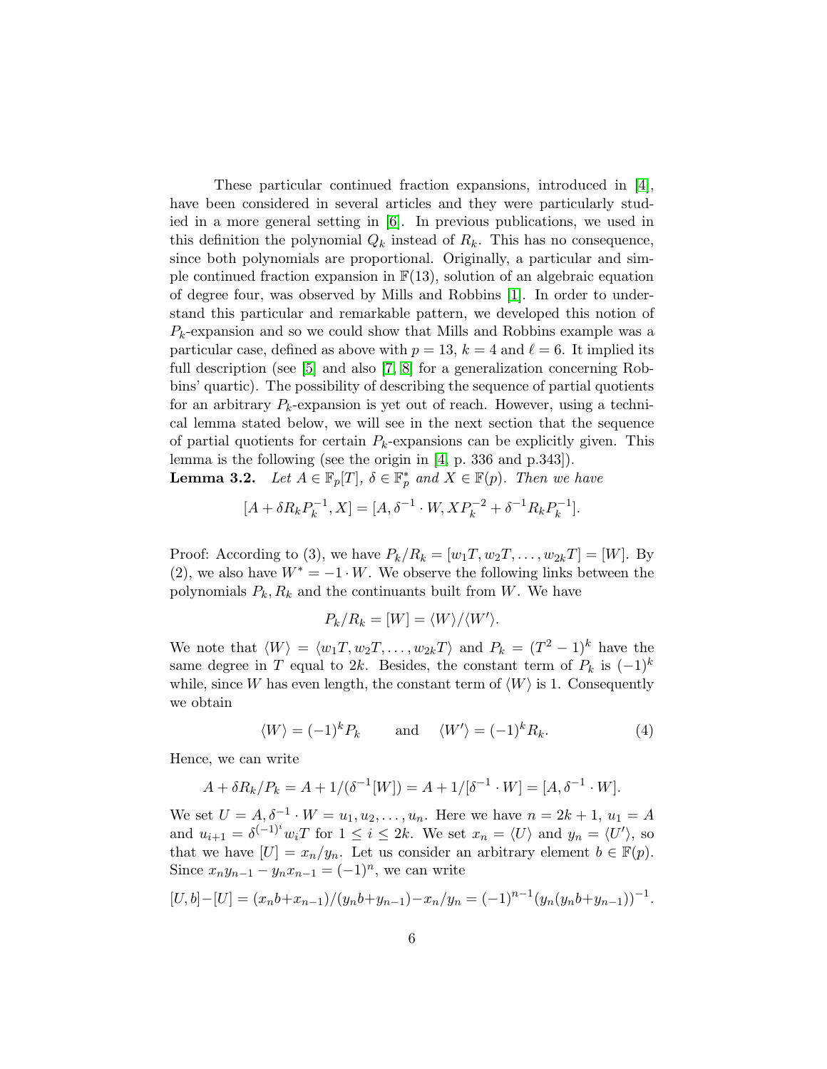These particular continued fraction expansions, introduced in [4], have been considered in several articles and they were particularly studied in a more general setting in [6]. In previous publications, we used in this definition the polynomial $Q_k$ instead of $R_k$. This has no consequence, since both polynomials are proportional. Originally, a particular and simple continued fraction expansion in $\mathbb{F}(13)$, solution of an algebraic equation of degree four, was observed by Mills and Robbins [1]. In order to understand this particular and remarkable pattern, we developed this notion of $P_k$-expansion and so we could show that Mills and Robbins example was a particular case, defined as above with $p = 13$, $k = 4$ and $\ell = 6$. It implied its full description (see [5] and also [7, 8] for a generalization concerning Robbins' quartic). The possibility of describing the sequence of partial quotients for an arbitrary $P_k$-expansion is yet out of reach. However, using a technical lemma stated below, we will see in the next section that the sequence of partial quotients for certain $P_k$-expansions can be explicitly given. This lemma is the following (see the origin in [4, p. 336 and p.343]).

**Lemma 3.2.** *Let $A \in \mathbb{F}_p[T]$, $\delta \in \mathbb{F}_p^*$ and $X \in \mathbb{F}(p)$. Then we have*

$$[A + \delta R_k P_k^{-1}, X] = [A, \delta^{-1} \cdot W, X P_k^{-2} + \delta^{-1} R_k P_k^{-1}].$$

Proof: According to (3), we have $P_k/R_k = [w_1 T, w_2 T, \ldots, w_{2k} T] = [W]$. By (2), we also have $W^* = -1 \cdot W$. We observe the following links between the polynomials $P_k, R_k$ and the continuants built from $W$. We have

$$P_k/R_k = [W] = \langle W \rangle / \langle W' \rangle.$$

We note that $\langle W \rangle = \langle w_1 T, w_2 T, \ldots, w_{2k} T \rangle$ and $P_k = (T^2 - 1)^k$ have the same degree in $T$ equal to $2k$. Besides, the constant term of $P_k$ is $(-1)^k$ while, since $W$ has even length, the constant term of $\langle W \rangle$ is 1. Consequently we obtain

$$\langle W \rangle = (-1)^k P_k \qquad \text{and} \qquad \langle W' \rangle = (-1)^k R_k. \tag{4}$$

Hence, we can write

$$A + \delta R_k / P_k = A + 1/(\delta^{-1}[W]) = A + 1/[\delta^{-1} \cdot W] = [A, \delta^{-1} \cdot W].$$

We set $U = A, \delta^{-1} \cdot W = u_1, u_2, \ldots, u_n$. Here we have $n = 2k + 1$, $u_1 = A$ and $u_{i+1} = \delta^{(-1)^i} w_i T$ for $1 \leq i \leq 2k$. We set $x_n = \langle U \rangle$ and $y_n = \langle U' \rangle$, so that we have $[U] = x_n / y_n$. Let us consider an arbitrary element $b \in \mathbb{F}(p)$. Since $x_n y_{n-1} - y_n x_{n-1} = (-1)^n$, we can write

$$[U, b] - [U] = (x_n b + x_{n-1})/(y_n b + y_{n-1}) - x_n / y_n = (-1)^{n-1}(y_n(y_n b + y_{n-1}))^{-1}.$$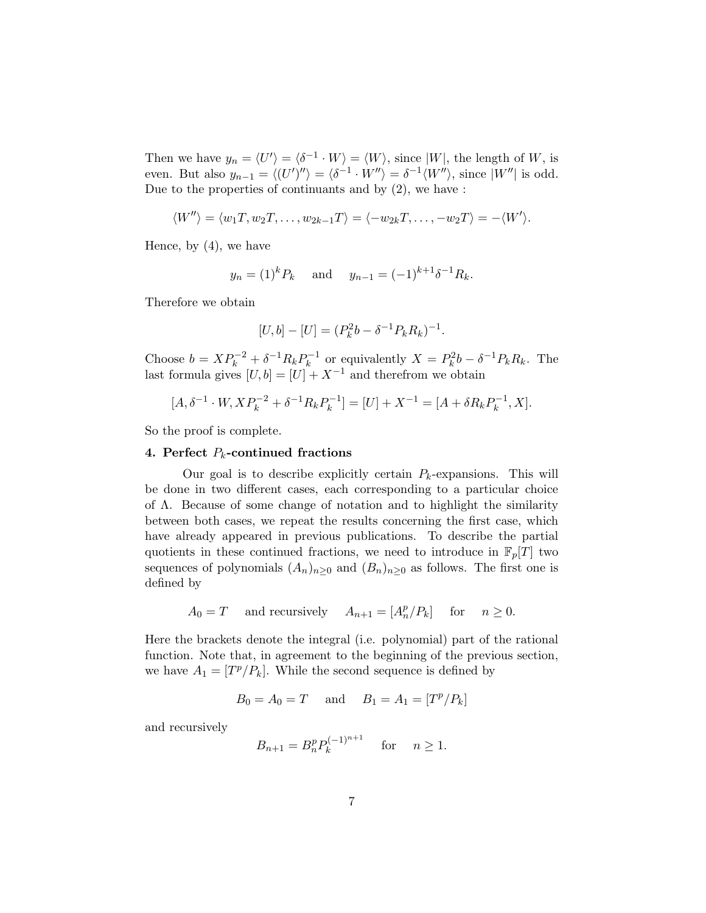Then we have $y_n = \langle U' \rangle = \langle \delta^{-1} \cdot W \rangle = \langle W \rangle$, since $|W|$, the length of $W$, is even. But also $y_{n-1} = \langle (U')'' \rangle = \langle \delta^{-1} \cdot W'' \rangle = \delta^{-1} \langle W'' \rangle$, since $|W''|$ is odd. Due to the properties of continuants and by (2), we have :

$$\langle W'' \rangle = \langle w_1 T, w_2 T, \ldots, w_{2k-1} T \rangle = \langle -w_{2k} T, \ldots, -w_2 T \rangle = -\langle W' \rangle.$$

Hence, by (4), we have

$$y_n = (1)^k P_k \quad \text{ and } \quad y_{n-1} = (-1)^{k+1} \delta^{-1} R_k.$$

Therefore we obtain

$$[U, b] - [U] = (P_k^2 b - \delta^{-1} P_k R_k)^{-1}.$$

Choose $b = X P_k^{-2} + \delta^{-1} R_k P_k^{-1}$ or equivalently $X = P_k^2 b - \delta^{-1} P_k R_k$. The last formula gives $[U, b] = [U] + X^{-1}$ and therefrom we obtain

$$[A, \delta^{-1} \cdot W, X P_k^{-2} + \delta^{-1} R_k P_k^{-1}] = [U] + X^{-1} = [A + \delta R_k P_k^{-1}, X].$$

So the proof is complete.

## 4. Perfect $P_k$-continued fractions

Our goal is to describe explicitly certain $P_k$-expansions. This will be done in two different cases, each corresponding to a particular choice of $\Lambda$. Because of some change of notation and to highlight the similarity between both cases, we repeat the results concerning the first case, which have already appeared in previous publications. To describe the partial quotients in these continued fractions, we need to introduce in $\mathbb{F}_p[T]$ two sequences of polynomials $(A_n)_{n \geq 0}$ and $(B_n)_{n \geq 0}$ as follows. The first one is defined by

$$A_0 = T \quad \text{ and recursively } \quad A_{n+1} = [A_n^p / P_k] \quad \text{ for } \quad n \geq 0.$$

Here the brackets denote the integral (i.e. polynomial) part of the rational function. Note that, in agreement to the beginning of the previous section, we have $A_1 = [T^p / P_k]$. While the second sequence is defined by

$$B_0 = A_0 = T \quad \text{ and } \quad B_1 = A_1 = [T^p / P_k]$$

and recursively

$$B_{n+1} = B_n^p P_k^{(-1)^{n+1}} \quad \text{ for } \quad n \geq 1.$$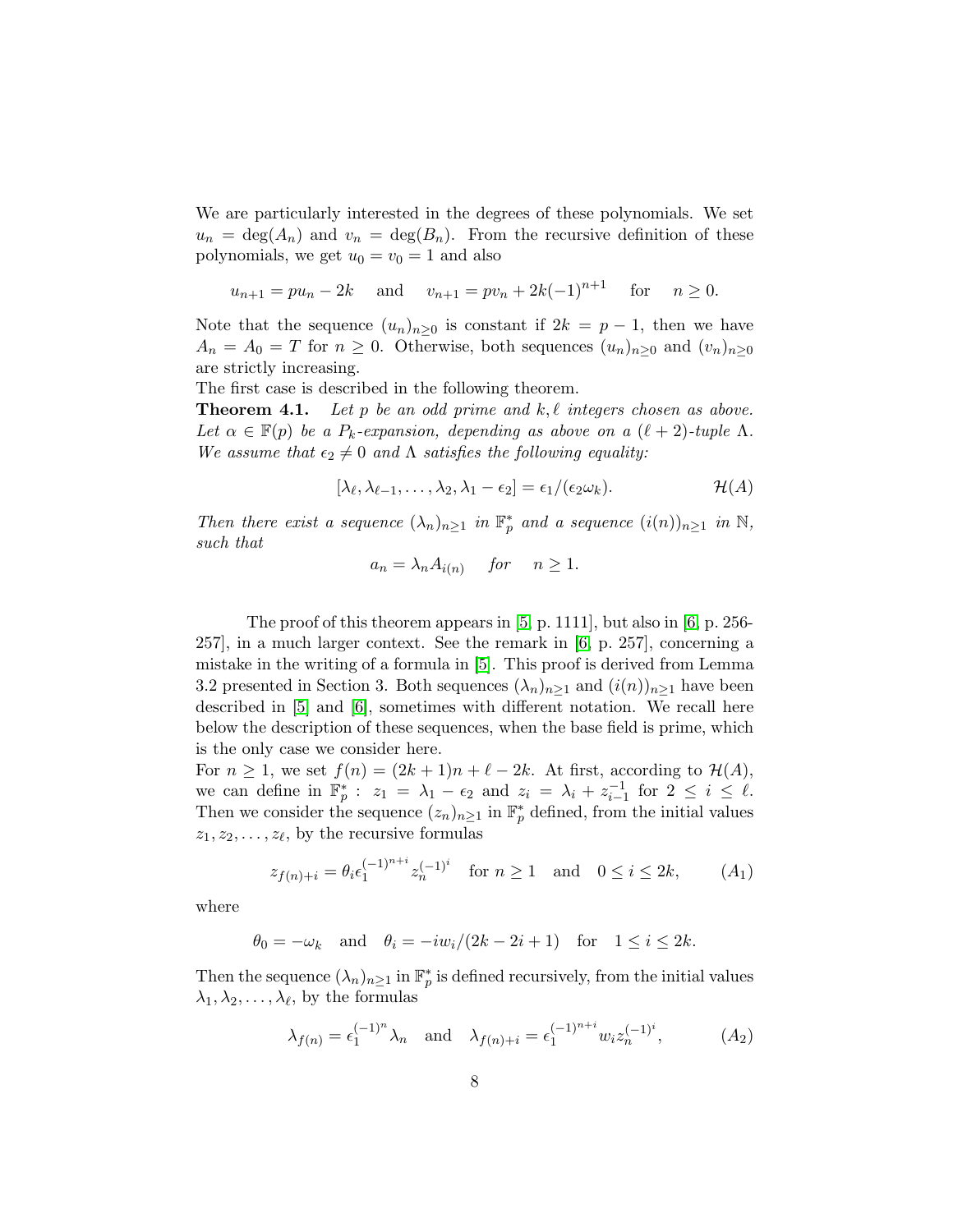We are particularly interested in the degrees of these polynomials. We set $u_n = \deg(A_n)$ and $v_n = \deg(B_n)$. From the recursive definition of these polynomials, we get $u_0 = v_0 = 1$ and also

$$u_{n+1} = pu_n - 2k \quad \text{and} \quad v_{n+1} = pv_n + 2k(-1)^{n+1} \quad \text{for} \quad n \geq 0.$$

Note that the sequence $(u_n)_{n\geq 0}$ is constant if $2k = p-1$, then we have $A_n = A_0 = T$ for $n \geq 0$. Otherwise, both sequences $(u_n)_{n\geq 0}$ and $(v_n)_{n\geq 0}$ are strictly increasing.

The first case is described in the following theorem.

**Theorem 4.1.** *Let $p$ be an odd prime and $k, \ell$ integers chosen as above. Let $\alpha \in \mathbb{F}(p)$ be a $P_k$-expansion, depending as above on a $(\ell+2)$-tuple $\Lambda$. We assume that $\epsilon_2 \neq 0$ and $\Lambda$ satisfies the following equality:*

$$[\lambda_\ell, \lambda_{\ell-1}, \ldots, \lambda_2, \lambda_1 - \epsilon_2] = \epsilon_1/(\epsilon_2\omega_k). \qquad \mathcal{H}(A)$$

*Then there exist a sequence $(\lambda_n)_{n\geq 1}$ in $\mathbb{F}_p^*$ and a sequence $(i(n))_{n\geq 1}$ in $\mathbb{N}$, such that*

$$a_n = \lambda_n A_{i(n)} \quad \text{for} \quad n \geq 1.$$

The proof of this theorem appears in [5, p. 1111], but also in [6, p. 256-257], in a much larger context. See the remark in [6, p. 257], concerning a mistake in the writing of a formula in [5]. This proof is derived from Lemma 3.2 presented in Section 3. Both sequences $(\lambda_n)_{n\geq 1}$ and $(i(n))_{n\geq 1}$ have been described in [5] and [6], sometimes with different notation. We recall here below the description of these sequences, when the base field is prime, which is the only case we consider here.

For $n \geq 1$, we set $f(n) = (2k+1)n + \ell - 2k$. At first, according to $\mathcal{H}(A)$, we can define in $\mathbb{F}_p^*$ : $z_1 = \lambda_1 - \epsilon_2$ and $z_i = \lambda_i + z_{i-1}^{-1}$ for $2 \leq i \leq \ell$. Then we consider the sequence $(z_n)_{n\geq 1}$ in $\mathbb{F}_p^*$ defined, from the initial values $z_1, z_2, \ldots, z_\ell$, by the recursive formulas

$$z_{f(n)+i} = \theta_i \epsilon_1^{(-1)^{n+i}} z_n^{(-1)^i} \quad \text{for } n \geq 1 \quad \text{and} \quad 0 \leq i \leq 2k, \qquad (A_1)$$

where

$$\theta_0 = -\omega_k \quad \text{and} \quad \theta_i = -iw_i/(2k-2i+1) \quad \text{for} \quad 1 \leq i \leq 2k.$$

Then the sequence $(\lambda_n)_{n\geq 1}$ in $\mathbb{F}_p^*$ is defined recursively, from the initial values $\lambda_1, \lambda_2, \ldots, \lambda_\ell$, by the formulas

$$\lambda_{f(n)} = \epsilon_1^{(-1)^n} \lambda_n \quad \text{and} \quad \lambda_{f(n)+i} = \epsilon_1^{(-1)^{n+i}} w_i z_n^{(-1)^i}, \qquad (A_2)$$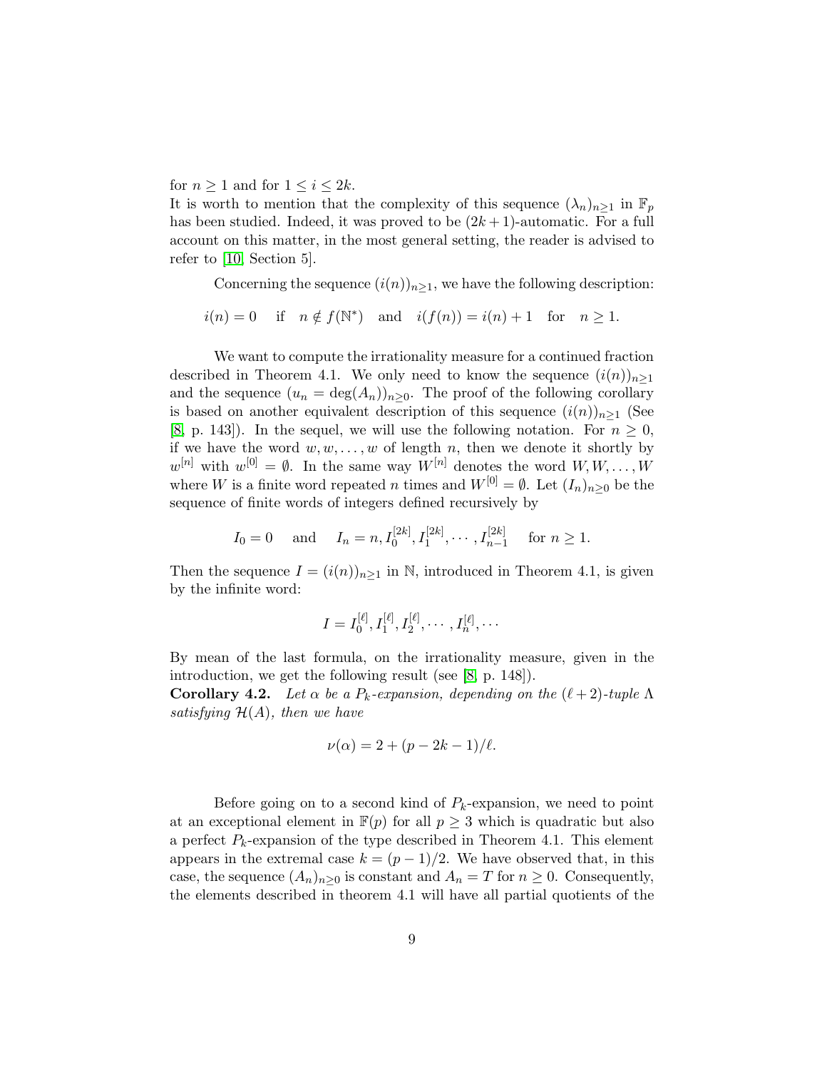for $n \geq 1$ and for $1 \leq i \leq 2k$.
It is worth to mention that the complexity of this sequence $(\lambda_n)_{n\geq 1}$ in $\mathbb{F}_p$ has been studied. Indeed, it was proved to be $(2k+1)$-automatic. For a full account on this matter, in the most general setting, the reader is advised to refer to [10, Section 5].

Concerning the sequence $(i(n))_{n\geq 1}$, we have the following description:

$$i(n) = 0 \quad \text{if} \quad n \notin f(\mathbb{N}^*) \quad \text{and} \quad i(f(n)) = i(n) + 1 \quad \text{for} \quad n \geq 1.$$

We want to compute the irrationality measure for a continued fraction described in Theorem 4.1. We only need to know the sequence $(i(n))_{n\geq 1}$ and the sequence $(u_n = \deg(A_n))_{n\geq 0}$. The proof of the following corollary is based on another equivalent description of this sequence $(i(n))_{n\geq 1}$ (See [8, p. 143]). In the sequel, we will use the following notation. For $n \geq 0$, if we have the word $w, w, \ldots, w$ of length $n$, then we denote it shortly by $w^{[n]}$ with $w^{[0]} = \emptyset$. In the same way $W^{[n]}$ denotes the word $W, W, \ldots, W$ where $W$ is a finite word repeated $n$ times and $W^{[0]} = \emptyset$. Let $(I_n)_{n\geq 0}$ be the sequence of finite words of integers defined recursively by

$$I_0 = 0 \quad \text{and} \quad I_n = n, I_0^{[2k]}, I_1^{[2k]}, \cdots, I_{n-1}^{[2k]} \quad \text{for } n \geq 1.$$

Then the sequence $I = (i(n))_{n\geq 1}$ in $\mathbb{N}$, introduced in Theorem 4.1, is given by the infinite word:

$$I = I_0^{[\ell]}, I_1^{[\ell]}, I_2^{[\ell]}, \cdots, I_n^{[\ell]}, \cdots$$

By mean of the last formula, on the irrationality measure, given in the introduction, we get the following result (see [8, p. 148]).

**Corollary 4.2.** *Let $\alpha$ be a $P_k$-expansion, depending on the $(\ell+2)$-tuple $\Lambda$ satisfying $\mathcal{H}(A)$, then we have*

$$\nu(\alpha) = 2 + (p - 2k - 1)/\ell.$$

Before going on to a second kind of $P_k$-expansion, we need to point at an exceptional element in $\mathbb{F}(p)$ for all $p \geq 3$ which is quadratic but also a perfect $P_k$-expansion of the type described in Theorem 4.1. This element appears in the extremal case $k = (p-1)/2$. We have observed that, in this case, the sequence $(A_n)_{n\geq 0}$ is constant and $A_n = T$ for $n \geq 0$. Consequently, the elements described in theorem 4.1 will have all partial quotients of the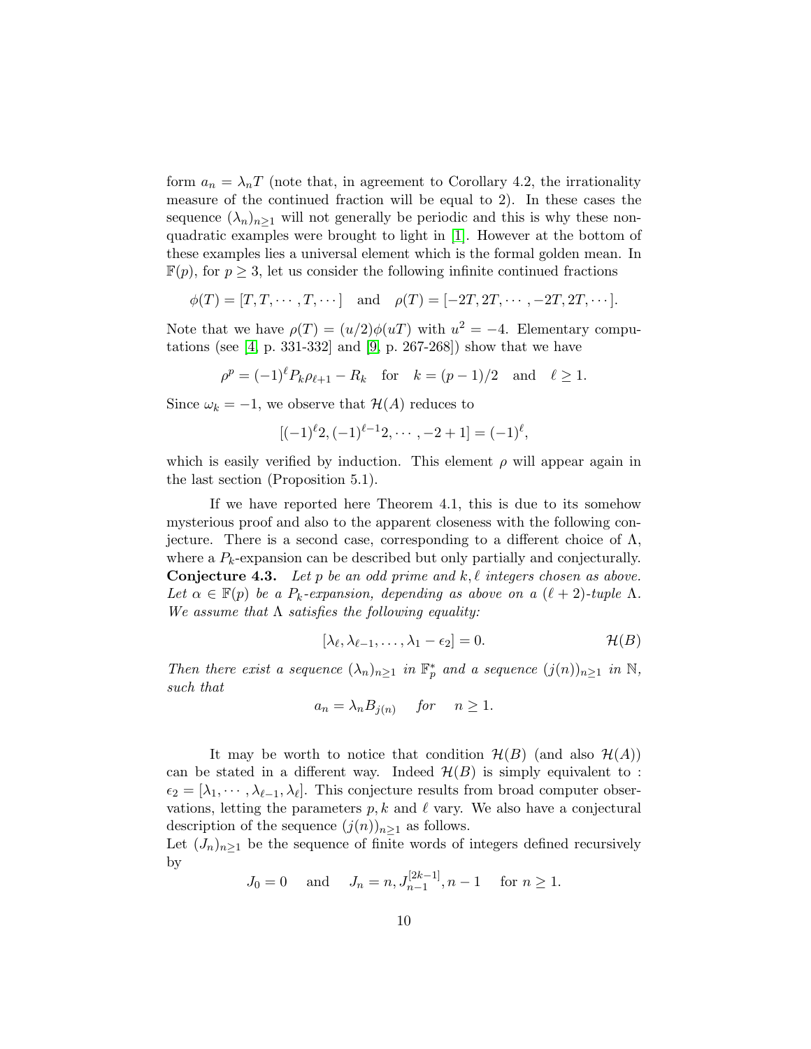form $a_n = \lambda_n T$ (note that, in agreement to Corollary 4.2, the irrationality measure of the continued fraction will be equal to 2). In these cases the sequence $(\lambda_n)_{n\geq 1}$ will not generally be periodic and this is why these non-quadratic examples were brought to light in [1]. However at the bottom of these examples lies a universal element which is the formal golden mean. In $\mathbb{F}(p)$, for $p \geq 3$, let us consider the following infinite continued fractions

$$\phi(T) = [T, T, \cdots, T, \cdots] \quad \text{and} \quad \rho(T) = [-2T, 2T, \cdots, -2T, 2T, \cdots].$$

Note that we have $\rho(T) = (u/2)\phi(uT)$ with $u^2 = -4$. Elementary computations (see [4, p. 331-332] and [9, p. 267-268]) show that we have

$$\rho^p = (-1)^\ell P_k \rho_{\ell+1} - R_k \quad \text{for} \quad k = (p-1)/2 \quad \text{and} \quad \ell \geq 1.$$

Since $\omega_k = -1$, we observe that $\mathcal{H}(A)$ reduces to

$$[(-1)^\ell 2, (-1)^{\ell-1} 2, \cdots, -2+1] = (-1)^\ell,$$

which is easily verified by induction. This element $\rho$ will appear again in the last section (Proposition 5.1).

If we have reported here Theorem 4.1, this is due to its somehow mysterious proof and also to the apparent closeness with the following conjecture. There is a second case, corresponding to a different choice of $\Lambda$, where a $P_k$-expansion can be described but only partially and conjecturally.

**Conjecture 4.3.** *Let $p$ be an odd prime and $k, \ell$ integers chosen as above. Let $\alpha \in \mathbb{F}(p)$ be a $P_k$-expansion, depending as above on a $(\ell+2)$-tuple $\Lambda$. We assume that $\Lambda$ satisfies the following equality:*

$$[\lambda_\ell, \lambda_{\ell-1}, \ldots, \lambda_1 - \epsilon_2] = 0. \qquad \mathcal{H}(B)$$

*Then there exist a sequence $(\lambda_n)_{n\geq 1}$ in $\mathbb{F}_p^*$ and a sequence $(j(n))_{n\geq 1}$ in $\mathbb{N}$, such that*

$$a_n = \lambda_n B_{j(n)} \quad \text{for} \quad n \geq 1.$$

It may be worth to notice that condition $\mathcal{H}(B)$ (and also $\mathcal{H}(A)$) can be stated in a different way. Indeed $\mathcal{H}(B)$ is simply equivalent to : $\epsilon_2 = [\lambda_1, \cdots, \lambda_{\ell-1}, \lambda_\ell]$. This conjecture results from broad computer observations, letting the parameters $p, k$ and $\ell$ vary. We also have a conjectural description of the sequence $(j(n))_{n\geq 1}$ as follows.

Let $(J_n)_{n\geq 1}$ be the sequence of finite words of integers defined recursively by

$$J_0 = 0 \quad \text{and} \quad J_n = n, J_{n-1}^{[2k-1]}, n-1 \quad \text{for } n \geq 1.$$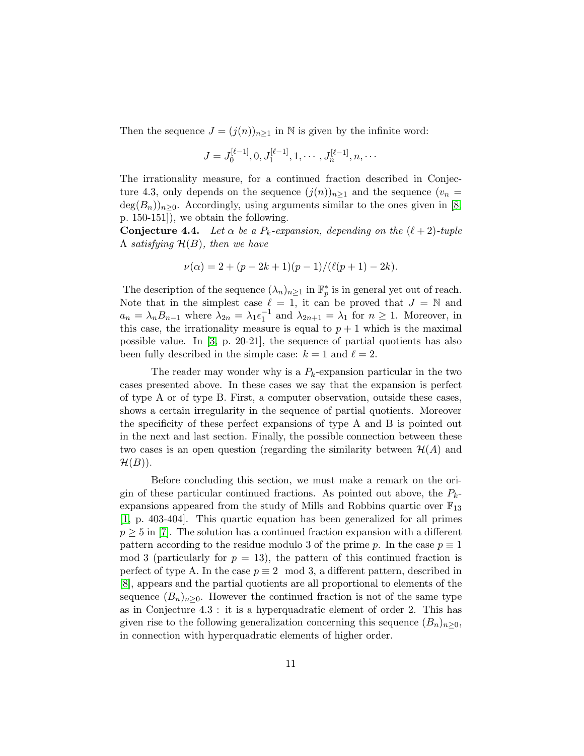Then the sequence $J = (j(n))_{n\geq 1}$ in $\mathbb{N}$ is given by the infinite word:

$$J = J_0^{[\ell-1]}, 0, J_1^{[\ell-1]}, 1, \cdots, J_n^{[\ell-1]}, n, \cdots$$

The irrationality measure, for a continued fraction described in Conjecture 4.3, only depends on the sequence $(j(n))_{n\geq 1}$ and the sequence $(v_n = \deg(B_n))_{n\geq 0}$. Accordingly, using arguments similar to the ones given in [8, p. 150-151]), we obtain the following.

**Conjecture 4.4.** *Let $\alpha$ be a $P_k$-expansion, depending on the $(\ell+2)$-tuple $\Lambda$ satisfying $\mathcal{H}(B)$, then we have*

$$\nu(\alpha) = 2 + (p - 2k + 1)(p - 1)/(\ell(p + 1) - 2k).$$

The description of the sequence $(\lambda_n)_{n\geq 1}$ in $\mathbb{F}_p^*$ is in general yet out of reach. Note that in the simplest case $\ell = 1$, it can be proved that $J = \mathbb{N}$ and $a_n = \lambda_n B_{n-1}$ where $\lambda_{2n} = \lambda_1 \epsilon_1^{-1}$ and $\lambda_{2n+1} = \lambda_1$ for $n \geq 1$. Moreover, in this case, the irrationality measure is equal to $p + 1$ which is the maximal possible value. In [3, p. 20-21], the sequence of partial quotients has also been fully described in the simple case: $k = 1$ and $\ell = 2$.

The reader may wonder why is a $P_k$-expansion particular in the two cases presented above. In these cases we say that the expansion is perfect of type A or of type B. First, a computer observation, outside these cases, shows a certain irregularity in the sequence of partial quotients. Moreover the specificity of these perfect expansions of type A and B is pointed out in the next and last section. Finally, the possible connection between these two cases is an open question (regarding the similarity between $\mathcal{H}(A)$ and $\mathcal{H}(B)$).

Before concluding this section, we must make a remark on the origin of these particular continued fractions. As pointed out above, the $P_k$-expansions appeared from the study of Mills and Robbins quartic over $\mathbb{F}_{13}$ [1, p. 403-404]. This quartic equation has been generalized for all primes $p \geq 5$ in [7]. The solution has a continued fraction expansion with a different pattern according to the residue modulo 3 of the prime $p$. In the case $p \equiv 1 \mod 3$ (particularly for $p = 13$), the pattern of this continued fraction is perfect of type A. In the case $p \equiv 2 \mod 3$, a different pattern, described in [8], appears and the partial quotients are all proportional to elements of the sequence $(B_n)_{n\geq 0}$. However the continued fraction is not of the same type as in Conjecture 4.3 : it is a hyperquadratic element of order 2. This has given rise to the following generalization concerning this sequence $(B_n)_{n\geq 0}$, in connection with hyperquadratic elements of higher order.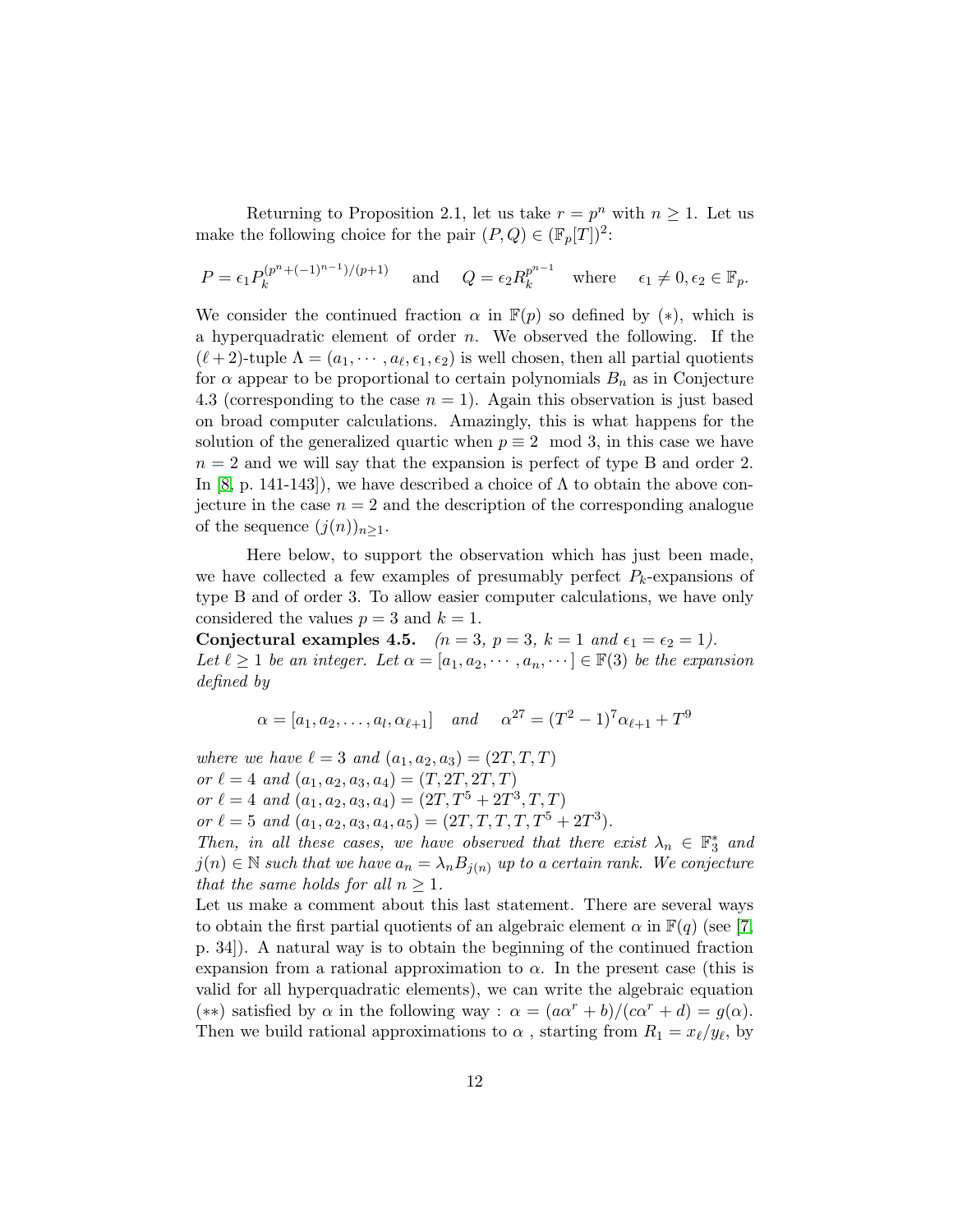Returning to Proposition 2.1, let us take $r = p^n$ with $n \geq 1$. Let us make the following choice for the pair $(P, Q) \in (\mathbb{F}_p[T])^2$:

$$P = \epsilon_1 P_k^{(p^n+(-1)^{n-1})/(p+1)} \quad \text{and} \quad Q = \epsilon_2 R_k^{p^{n-1}} \quad \text{where} \quad \epsilon_1 \neq 0, \epsilon_2 \in \mathbb{F}_p.$$

We consider the continued fraction $\alpha$ in $\mathbb{F}(p)$ so defined by $(*)$, which is a hyperquadratic element of order $n$. We observed the following. If the $(\ell+2)$-tuple $\Lambda = (a_1, \cdots, a_\ell, \epsilon_1, \epsilon_2)$ is well chosen, then all partial quotients for $\alpha$ appear to be proportional to certain polynomials $B_n$ as in Conjecture 4.3 (corresponding to the case $n = 1$). Again this observation is just based on broad computer calculations. Amazingly, this is what happens for the solution of the generalized quartic when $p \equiv 2 \mod 3$, in this case we have $n = 2$ and we will say that the expansion is perfect of type B and order 2. In [8, p. 141-143]), we have described a choice of $\Lambda$ to obtain the above conjecture in the case $n = 2$ and the description of the corresponding analogue of the sequence $(j(n))_{n \geq 1}$.

Here below, to support the observation which has just been made, we have collected a few examples of presumably perfect $P_k$-expansions of type B and of order 3. To allow easier computer calculations, we have only considered the values $p = 3$ and $k = 1$.

**Conjectural examples 4.5.** *($n = 3$, $p = 3$, $k = 1$ and $\epsilon_1 = \epsilon_2 = 1$).* *Let $\ell \geq 1$ be an integer. Let $\alpha = [a_1, a_2, \cdots, a_n, \cdots] \in \mathbb{F}(3)$ be the expansion defined by*

$$\alpha = [a_1, a_2, \ldots, a_l, \alpha_{\ell+1}] \quad \text{and} \quad \alpha^{27} = (T^2-1)^7 \alpha_{\ell+1} + T^9$$

*where we have $\ell = 3$ and $(a_1, a_2, a_3) = (2T, T, T)$*
*or $\ell = 4$ and $(a_1, a_2, a_3, a_4) = (T, 2T, 2T, T)$*
*or $\ell = 4$ and $(a_1, a_2, a_3, a_4) = (2T, T^5 + 2T^3, T, T)$*
*or $\ell = 5$ and $(a_1, a_2, a_3, a_4, a_5) = (2T, T, T, T, T^5 + 2T^3)$.*
*Then, in all these cases, we have observed that there exist $\lambda_n \in \mathbb{F}_3^*$ and $j(n) \in \mathbb{N}$ such that we have $a_n = \lambda_n B_{j(n)}$ up to a certain rank. We conjecture that the same holds for all $n \geq 1$.*

Let us make a comment about this last statement. There are several ways to obtain the first partial quotients of an algebraic element $\alpha$ in $\mathbb{F}(q)$ (see [7, p. 34]). A natural way is to obtain the beginning of the continued fraction expansion from a rational approximation to $\alpha$. In the present case (this is valid for all hyperquadratic elements), we can write the algebraic equation $(**)$ satisfied by $\alpha$ in the following way : $\alpha = (a\alpha^r + b)/(c\alpha^r + d) = g(\alpha)$. Then we build rational approximations to $\alpha$ , starting from $R_1 = x_\ell / y_\ell$, by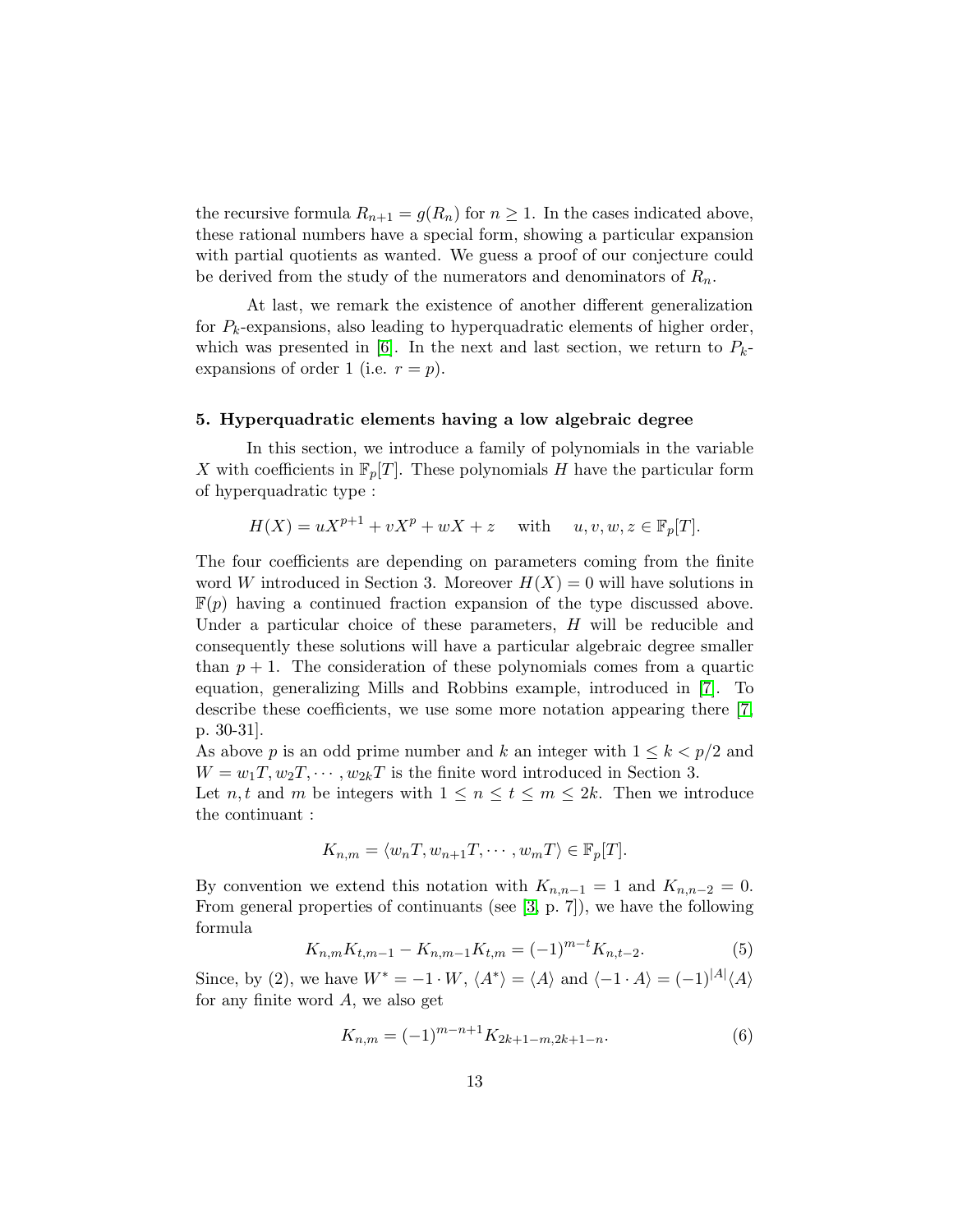the recursive formula $R_{n+1} = g(R_n)$ for $n \geq 1$. In the cases indicated above, these rational numbers have a special form, showing a particular expansion with partial quotients as wanted. We guess a proof of our conjecture could be derived from the study of the numerators and denominators of $R_n$.

At last, we remark the existence of another different generalization for $P_k$-expansions, also leading to hyperquadratic elements of higher order, which was presented in [6]. In the next and last section, we return to $P_k$-expansions of order 1 (i.e. $r = p$).

## 5. Hyperquadratic elements having a low algebraic degree

In this section, we introduce a family of polynomials in the variable $X$ with coefficients in $\mathbb{F}_p[T]$. These polynomials $H$ have the particular form of hyperquadratic type :

$$H(X) = uX^{p+1} + vX^p + wX + z \quad \text{ with } \quad u, v, w, z \in \mathbb{F}_p[T].$$

The four coefficients are depending on parameters coming from the finite word $W$ introduced in Section 3. Moreover $H(X) = 0$ will have solutions in $\mathbb{F}(p)$ having a continued fraction expansion of the type discussed above. Under a particular choice of these parameters, $H$ will be reducible and consequently these solutions will have a particular algebraic degree smaller than $p+1$. The consideration of these polynomials comes from a quartic equation, generalizing Mills and Robbins example, introduced in [7]. To describe these coefficients, we use some more notation appearing there [7, p. 30-31].

As above $p$ is an odd prime number and $k$ an integer with $1 \leq k < p/2$ and $W = w_1T, w_2T, \cdots, w_{2k}T$ is the finite word introduced in Section 3.

Let $n, t$ and $m$ be integers with $1 \leq n \leq t \leq m \leq 2k$. Then we introduce the continuant :

$$K_{n,m} = \langle w_nT, w_{n+1}T, \cdots, w_mT\rangle \in \mathbb{F}_p[T].$$

By convention we extend this notation with $K_{n,n-1} = 1$ and $K_{n,n-2} = 0$. From general properties of continuants (see [3, p. 7]), we have the following formula

$$K_{n,m}K_{t,m-1} - K_{n,m-1}K_{t,m} = (-1)^{m-t}K_{n,t-2}. \tag{5}$$

Since, by (2), we have $W^* = -1 \cdot W$, $\langle A^*\rangle = \langle A\rangle$ and $\langle -1 \cdot A\rangle = (-1)^{|A|}\langle A\rangle$ for any finite word $A$, we also get

$$K_{n,m} = (-1)^{m-n+1}K_{2k+1-m,2k+1-n}. \tag{6}$$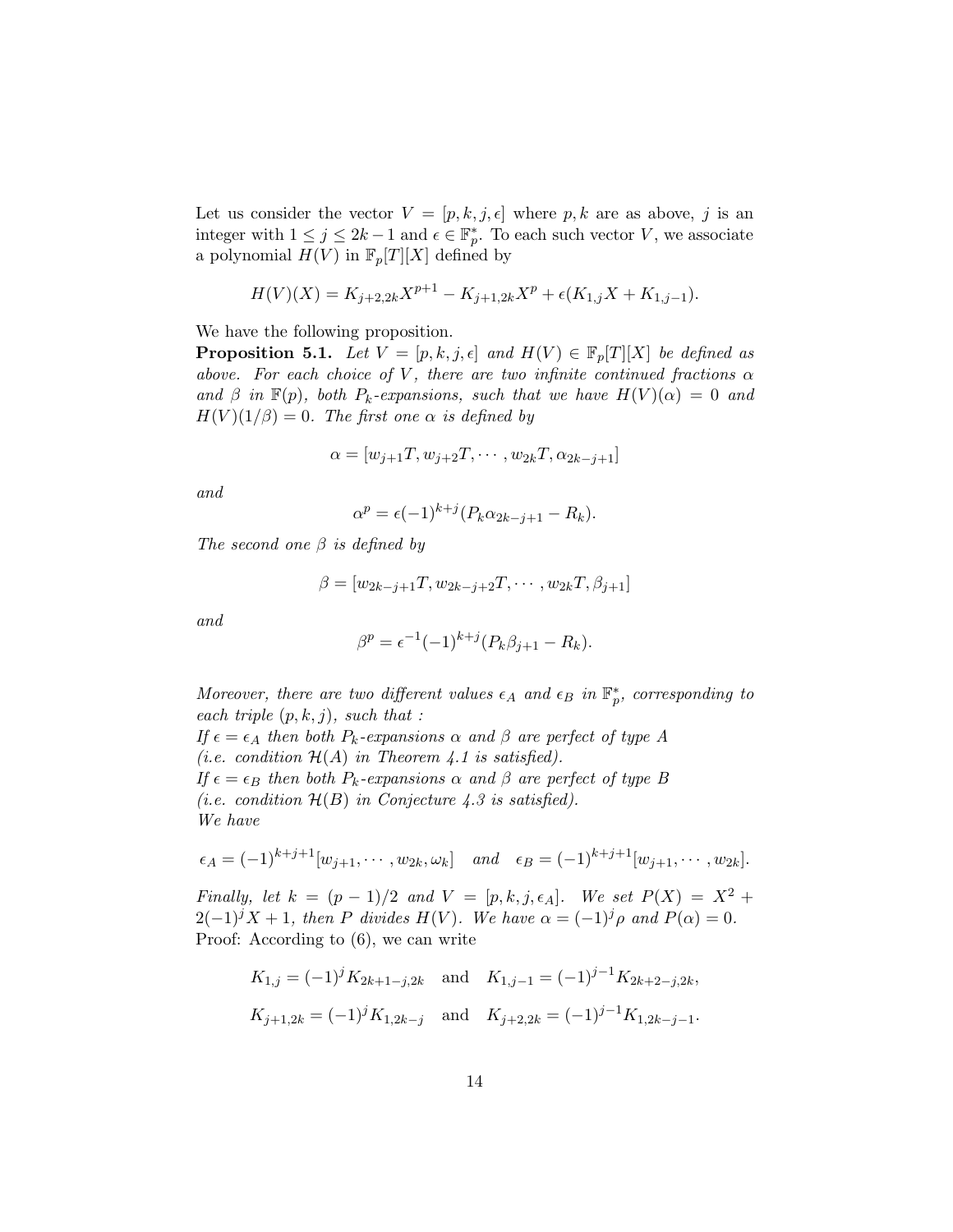Let us consider the vector $V = [p, k, j, \epsilon]$ where $p, k$ are as above, $j$ is an integer with $1 \leq j \leq 2k-1$ and $\epsilon \in \mathbb{F}_p^*$. To each such vector $V$, we associate a polynomial $H(V)$ in $\mathbb{F}_p[T][X]$ defined by

$$H(V)(X) = K_{j+2,2k}X^{p+1} - K_{j+1,2k}X^p + \epsilon(K_{1,j}X + K_{1,j-1}).$$

We have the following proposition.

**Proposition 5.1.** *Let $V = [p, k, j, \epsilon]$ and $H(V) \in \mathbb{F}_p[T][X]$ be defined as above. For each choice of $V$, there are two infinite continued fractions $\alpha$ and $\beta$ in $\mathbb{F}(p)$, both $P_k$-expansions, such that we have $H(V)(\alpha) = 0$ and $H(V)(1/\beta) = 0$. The first one $\alpha$ is defined by*

$$\alpha = [w_{j+1}T, w_{j+2}T, \cdots, w_{2k}T, \alpha_{2k-j+1}]$$

*and*

$$\alpha^p = \epsilon(-1)^{k+j}(P_k\alpha_{2k-j+1} - R_k).$$

*The second one $\beta$ is defined by*

$$\beta = [w_{2k-j+1}T, w_{2k-j+2}T, \cdots, w_{2k}T, \beta_{j+1}]$$

*and*

$$\beta^p = \epsilon^{-1}(-1)^{k+j}(P_k\beta_{j+1} - R_k).$$

*Moreover, there are two different values $\epsilon_A$ and $\epsilon_B$ in $\mathbb{F}_p^*$, corresponding to each triple $(p, k, j)$, such that :*
*If $\epsilon = \epsilon_A$ then both $P_k$-expansions $\alpha$ and $\beta$ are perfect of type A (i.e. condition $\mathcal{H}(A)$ in Theorem 4.1 is satisfied).*
*If $\epsilon = \epsilon_B$ then both $P_k$-expansions $\alpha$ and $\beta$ are perfect of type B (i.e. condition $\mathcal{H}(B)$ in Conjecture 4.3 is satisfied).*
*We have*

$$\epsilon_A = (-1)^{k+j+1}[w_{j+1}, \cdots, w_{2k}, \omega_k] \quad \textit{and} \quad \epsilon_B = (-1)^{k+j+1}[w_{j+1}, \cdots, w_{2k}].$$

*Finally, let $k = (p-1)/2$ and $V = [p, k, j, \epsilon_A]$. We set $P(X) = X^2 + 2(-1)^jX + 1$, then $P$ divides $H(V)$. We have $\alpha = (-1)^j\rho$ and $P(\alpha) = 0$.*

Proof: According to (6), we can write

$$K_{1,j} = (-1)^j K_{2k+1-j,2k} \quad \text{and} \quad K_{1,j-1} = (-1)^{j-1}K_{2k+2-j,2k},$$

$$K_{j+1,2k} = (-1)^j K_{1,2k-j} \quad \text{and} \quad K_{j+2,2k} = (-1)^{j-1}K_{1,2k-j-1}.$$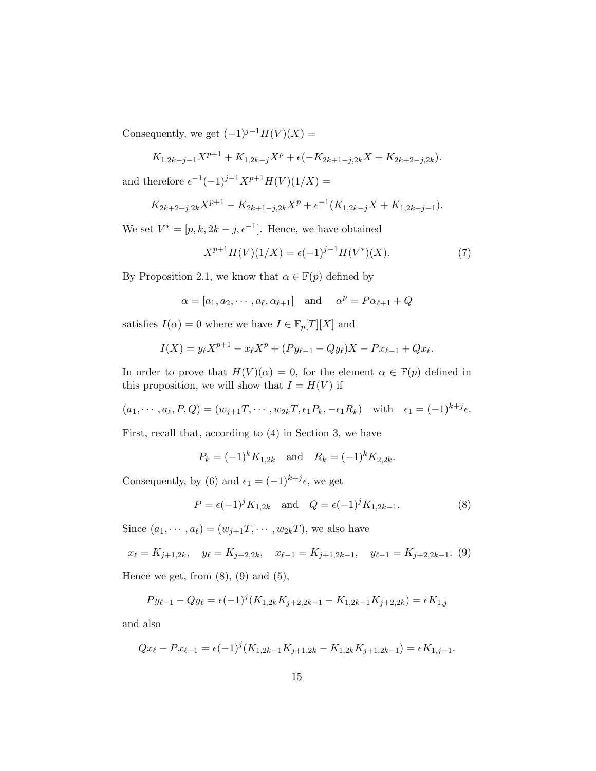Consequently, we get $(-1)^{j-1}H(V)(X) =$

$$K_{1,2k-j-1}X^{p+1} + K_{1,2k-j}X^{p} + \epsilon(-K_{2k+1-j,2k}X + K_{2k+2-j,2k}).$$

and therefore $\epsilon^{-1}(-1)^{j-1}X^{p+1}H(V)(1/X) =$

$$K_{2k+2-j,2k}X^{p+1} - K_{2k+1-j,2k}X^{p} + \epsilon^{-1}(K_{1,2k-j}X + K_{1,2k-j-1}).$$

We set $V^* = [p, k, 2k-j, \epsilon^{-1}]$. Hence, we have obtained

$$X^{p+1}H(V)(1/X) = \epsilon(-1)^{j-1}H(V^*)(X). \tag{7}$$

By Proposition 2.1, we know that $\alpha \in \mathbb{F}(p)$ defined by

$$\alpha = [a_1, a_2, \cdots, a_\ell, \alpha_{\ell+1}] \quad \text{and} \quad \alpha^p = P\alpha_{\ell+1} + Q$$

satisfies $I(\alpha) = 0$ where we have $I \in \mathbb{F}_p[T][X]$ and

$$I(X) = y_\ell X^{p+1} - x_\ell X^p + (Py_{\ell-1} - Qy_\ell)X - Px_{\ell-1} + Qx_\ell.$$

In order to prove that $H(V)(\alpha) = 0$, for the element $\alpha \in \mathbb{F}(p)$ defined in this proposition, we will show that $I = H(V)$ if

$$(a_1, \cdots, a_\ell, P, Q) = (w_{j+1}T, \cdots, w_{2k}T, \epsilon_1 P_k, -\epsilon_1 R_k) \quad \text{with} \quad \epsilon_1 = (-1)^{k+j}\epsilon.$$

First, recall that, according to (4) in Section 3, we have

$$P_k = (-1)^k K_{1,2k} \quad \text{and} \quad R_k = (-1)^k K_{2,2k}.$$

Consequently, by (6) and $\epsilon_1 = (-1)^{k+j}\epsilon$, we get

$$P = \epsilon(-1)^j K_{1,2k} \quad \text{and} \quad Q = \epsilon(-1)^j K_{1,2k-1}. \tag{8}$$

Since $(a_1, \cdots, a_\ell) = (w_{j+1}T, \cdots, w_{2k}T)$, we also have

$$x_\ell = K_{j+1,2k}, \quad y_\ell = K_{j+2,2k}, \quad x_{\ell-1} = K_{j+1,2k-1}, \quad y_{\ell-1} = K_{j+2,2k-1}. \tag{9}$$

Hence we get, from (8), (9) and (5),

$$Py_{\ell-1} - Qy_\ell = \epsilon(-1)^j(K_{1,2k}K_{j+2,2k-1} - K_{1,2k-1}K_{j+2,2k}) = \epsilon K_{1,j}$$

and also

$$Qx_\ell - Px_{\ell-1} = \epsilon(-1)^j(K_{1,2k-1}K_{j+1,2k} - K_{1,2k}K_{j+1,2k-1}) = \epsilon K_{1,j-1}.$$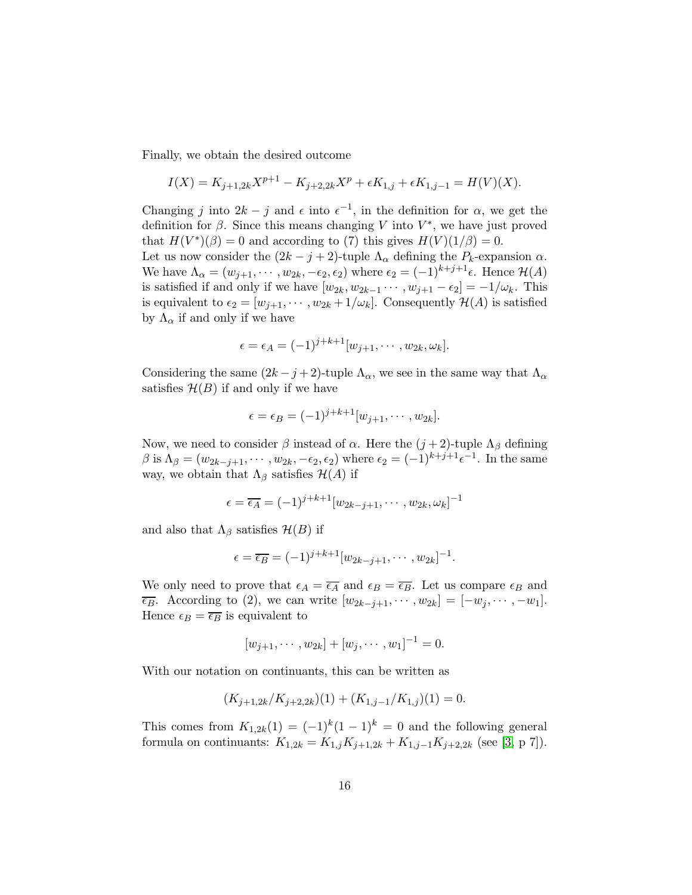Finally, we obtain the desired outcome

$$I(X) = K_{j+1,2k}X^{p+1} - K_{j+2,2k}X^{p} + \epsilon K_{1,j} + \epsilon K_{1,j-1} = H(V)(X).$$

Changing $j$ into $2k-j$ and $\epsilon$ into $\epsilon^{-1}$, in the definition for $\alpha$, we get the definition for $\beta$. Since this means changing $V$ into $V^*$, we have just proved that $H(V^*)(\beta) = 0$ and according to (7) this gives $H(V)(1/\beta) = 0$.
Let us now consider the $(2k-j+2)$-tuple $\Lambda_\alpha$ defining the $P_k$-expansion $\alpha$. We have $\Lambda_\alpha = (w_{j+1}, \cdots, w_{2k}, -\epsilon_2, \epsilon_2)$ where $\epsilon_2 = (-1)^{k+j+1}\epsilon$. Hence $\mathcal{H}(A)$ is satisfied if and only if we have $[w_{2k}, w_{2k-1} \cdots, w_{j+1} - \epsilon_2] = -1/\omega_k$. This is equivalent to $\epsilon_2 = [w_{j+1}, \cdots, w_{2k} + 1/\omega_k]$. Consequently $\mathcal{H}(A)$ is satisfied by $\Lambda_\alpha$ if and only if we have

$$\epsilon = \epsilon_A = (-1)^{j+k+1}[w_{j+1}, \cdots, w_{2k}, \omega_k].$$

Considering the same $(2k-j+2)$-tuple $\Lambda_\alpha$, we see in the same way that $\Lambda_\alpha$ satisfies $\mathcal{H}(B)$ if and only if we have

$$\epsilon = \epsilon_B = (-1)^{j+k+1}[w_{j+1}, \cdots, w_{2k}].$$

Now, we need to consider $\beta$ instead of $\alpha$. Here the $(j+2)$-tuple $\Lambda_\beta$ defining $\beta$ is $\Lambda_\beta = (w_{2k-j+1}, \cdots, w_{2k}, -\epsilon_2, \epsilon_2)$ where $\epsilon_2 = (-1)^{k+j+1}\epsilon^{-1}$. In the same way, we obtain that $\Lambda_\beta$ satisfies $\mathcal{H}(A)$ if

$$\epsilon = \overline{\epsilon_A} = (-1)^{j+k+1}[w_{2k-j+1}, \cdots, w_{2k}, \omega_k]^{-1}$$

and also that $\Lambda_\beta$ satisfies $\mathcal{H}(B)$ if

$$\epsilon = \overline{\epsilon_B} = (-1)^{j+k+1}[w_{2k-j+1}, \cdots, w_{2k}]^{-1}.$$

We only need to prove that $\epsilon_A = \overline{\epsilon_A}$ and $\epsilon_B = \overline{\epsilon_B}$. Let us compare $\epsilon_B$ and $\overline{\epsilon_B}$. According to (2), we can write $[w_{2k-j+1}, \cdots, w_{2k}] = [-w_j, \cdots, -w_1]$. Hence $\epsilon_B = \overline{\epsilon_B}$ is equivalent to

$$[w_{j+1}, \cdots, w_{2k}] + [w_j, \cdots, w_1]^{-1} = 0.$$

With our notation on continuants, this can be written as

$$(K_{j+1,2k}/K_{j+2,2k})(1) + (K_{1,j-1}/K_{1,j})(1) = 0.$$

This comes from $K_{1,2k}(1) = (-1)^k(1-1)^k = 0$ and the following general formula on continuants: $K_{1,2k} = K_{1,j}K_{j+1,2k} + K_{1,j-1}K_{j+2,2k}$ (see [3, p 7]).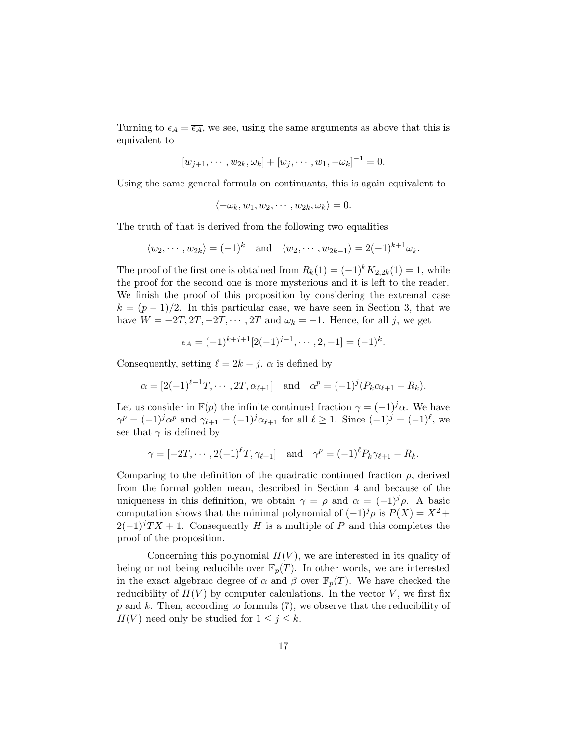Turning to $\epsilon_A = \overline{\epsilon_A}$, we see, using the same arguments as above that this is equivalent to

$$[w_{j+1}, \cdots, w_{2k}, \omega_k] + [w_j, \cdots, w_1, -\omega_k]^{-1} = 0.$$

Using the same general formula on continuants, this is again equivalent to

$$\langle -\omega_k, w_1, w_2, \cdots, w_{2k}, \omega_k \rangle = 0.$$

The truth of that is derived from the following two equalities

$$\langle w_2, \cdots, w_{2k} \rangle = (-1)^k \quad \text{and} \quad \langle w_2, \cdots, w_{2k-1} \rangle = 2(-1)^{k+1}\omega_k.$$

The proof of the first one is obtained from $R_k(1) = (-1)^k K_{2,2k}(1) = 1$, while the proof for the second one is more mysterious and it is left to the reader. We finish the proof of this proposition by considering the extremal case $k = (p-1)/2$. In this particular case, we have seen in Section 3, that we have $W = -2T, 2T, -2T, \cdots, 2T$ and $\omega_k = -1$. Hence, for all $j$, we get

$$\epsilon_A = (-1)^{k+j+1}[2(-1)^{j+1}, \cdots, 2, -1] = (-1)^k.$$

Consequently, setting $\ell = 2k - j$, $\alpha$ is defined by

$$\alpha = [2(-1)^{\ell-1}T, \cdots, 2T, \alpha_{\ell+1}] \quad \text{and} \quad \alpha^p = (-1)^j(P_k\alpha_{\ell+1} - R_k).$$

Let us consider in $\mathbb{F}(p)$ the infinite continued fraction $\gamma = (-1)^j\alpha$. We have $\gamma^p = (-1)^j\alpha^p$ and $\gamma_{\ell+1} = (-1)^j\alpha_{\ell+1}$ for all $\ell \geq 1$. Since $(-1)^j = (-1)^\ell$, we see that $\gamma$ is defined by

$$\gamma = [-2T, \cdots, 2(-1)^\ell T, \gamma_{\ell+1}] \quad \text{and} \quad \gamma^p = (-1)^\ell P_k\gamma_{\ell+1} - R_k.$$

Comparing to the definition of the quadratic continued fraction $\rho$, derived from the formal golden mean, described in Section 4 and because of the uniqueness in this definition, we obtain $\gamma = \rho$ and $\alpha = (-1)^j\rho$. A basic computation shows that the minimal polynomial of $(-1)^j\rho$ is $P(X) = X^2 + 2(-1)^jTX + 1$. Consequently $H$ is a multiple of $P$ and this completes the proof of the proposition.

Concerning this polynomial $H(V)$, we are interested in its quality of being or not being reducible over $\mathbb{F}_p(T)$. In other words, we are interested in the exact algebraic degree of $\alpha$ and $\beta$ over $\mathbb{F}_p(T)$. We have checked the reducibility of $H(V)$ by computer calculations. In the vector $V$, we first fix $p$ and $k$. Then, according to formula (7), we observe that the reducibility of $H(V)$ need only be studied for $1 \leq j \leq k$.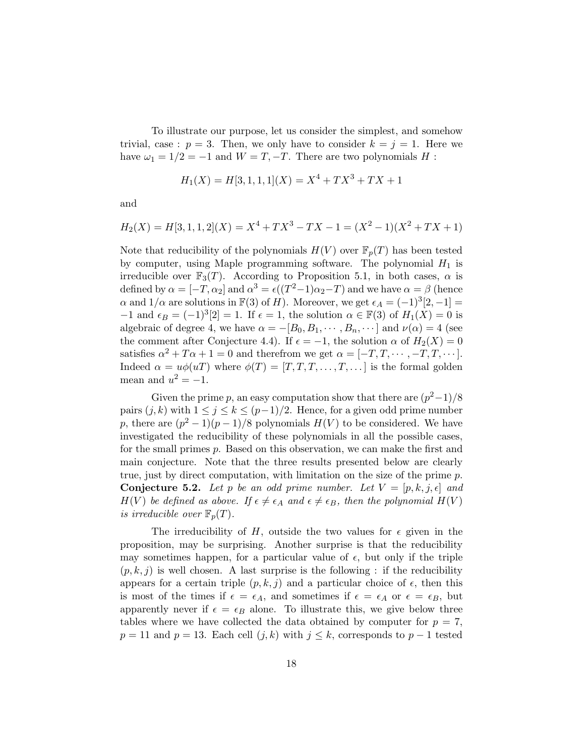To illustrate our purpose, let us consider the simplest, and somehow trivial, case : $p = 3$. Then, we only have to consider $k = j = 1$. Here we have $\omega_1 = 1/2 = -1$ and $W = T, -T$. There are two polynomials $H$ :

$$H_1(X) = H[3, 1, 1, 1](X) = X^4 + TX^3 + TX + 1$$

and

$$H_2(X) = H[3, 1, 1, 2](X) = X^4 + TX^3 - TX - 1 = (X^2 - 1)(X^2 + TX + 1)$$

Note that reducibility of the polynomials $H(V)$ over $\mathbb{F}_p(T)$ has been tested by computer, using Maple programming software. The polynomial $H_1$ is irreducible over $\mathbb{F}_3(T)$. According to Proposition 5.1, in both cases, $\alpha$ is defined by $\alpha = [-T, \alpha_2]$ and $\alpha^3 = \epsilon((T^2-1)\alpha_2 - T)$ and we have $\alpha = \beta$ (hence $\alpha$ and $1/\alpha$ are solutions in $\mathbb{F}(3)$ of $H$). Moreover, we get $\epsilon_A = (-1)^3[2, -1] = -1$ and $\epsilon_B = (-1)^3[2] = 1$. If $\epsilon = 1$, the solution $\alpha \in \mathbb{F}(3)$ of $H_1(X) = 0$ is algebraic of degree 4, we have $\alpha = -[B_0, B_1, \cdots, B_n, \cdots]$ and $\nu(\alpha) = 4$ (see the comment after Conjecture 4.4). If $\epsilon = -1$, the solution $\alpha$ of $H_2(X) = 0$ satisfies $\alpha^2 + T\alpha + 1 = 0$ and therefrom we get $\alpha = [-T, T, \cdots, -T, T, \cdots]$. Indeed $\alpha = u\phi(uT)$ where $\phi(T) = [T, T, T, \ldots, T, \ldots]$ is the formal golden mean and $u^2 = -1$.

Given the prime $p$, an easy computation show that there are $(p^2-1)/8$ pairs $(j, k)$ with $1 \leq j \leq k \leq (p-1)/2$. Hence, for a given odd prime number $p$, there are $(p^2-1)(p-1)/8$ polynomials $H(V)$ to be considered. We have investigated the reducibility of these polynomials in all the possible cases, for the small primes $p$. Based on this observation, we can make the first and main conjecture. Note that the three results presented below are clearly true, just by direct computation, with limitation on the size of the prime $p$.

**Conjecture 5.2.** *Let $p$ be an odd prime number. Let $V = [p, k, j, \epsilon]$ and $H(V)$ be defined as above. If $\epsilon \neq \epsilon_A$ and $\epsilon \neq \epsilon_B$, then the polynomial $H(V)$ is irreducible over $\mathbb{F}_p(T)$.*

The irreducibility of $H$, outside the two values for $\epsilon$ given in the proposition, may be surprising. Another surprise is that the reducibility may sometimes happen, for a particular value of $\epsilon$, but only if the triple $(p, k, j)$ is well chosen. A last surprise is the following : if the reducibility appears for a certain triple $(p, k, j)$ and a particular choice of $\epsilon$, then this is most of the times if $\epsilon = \epsilon_A$, and sometimes if $\epsilon = \epsilon_A$ or $\epsilon = \epsilon_B$, but apparently never if $\epsilon = \epsilon_B$ alone. To illustrate this, we give below three tables where we have collected the data obtained by computer for $p = 7$, $p = 11$ and $p = 13$. Each cell $(j, k)$ with $j \leq k$, corresponds to $p - 1$ tested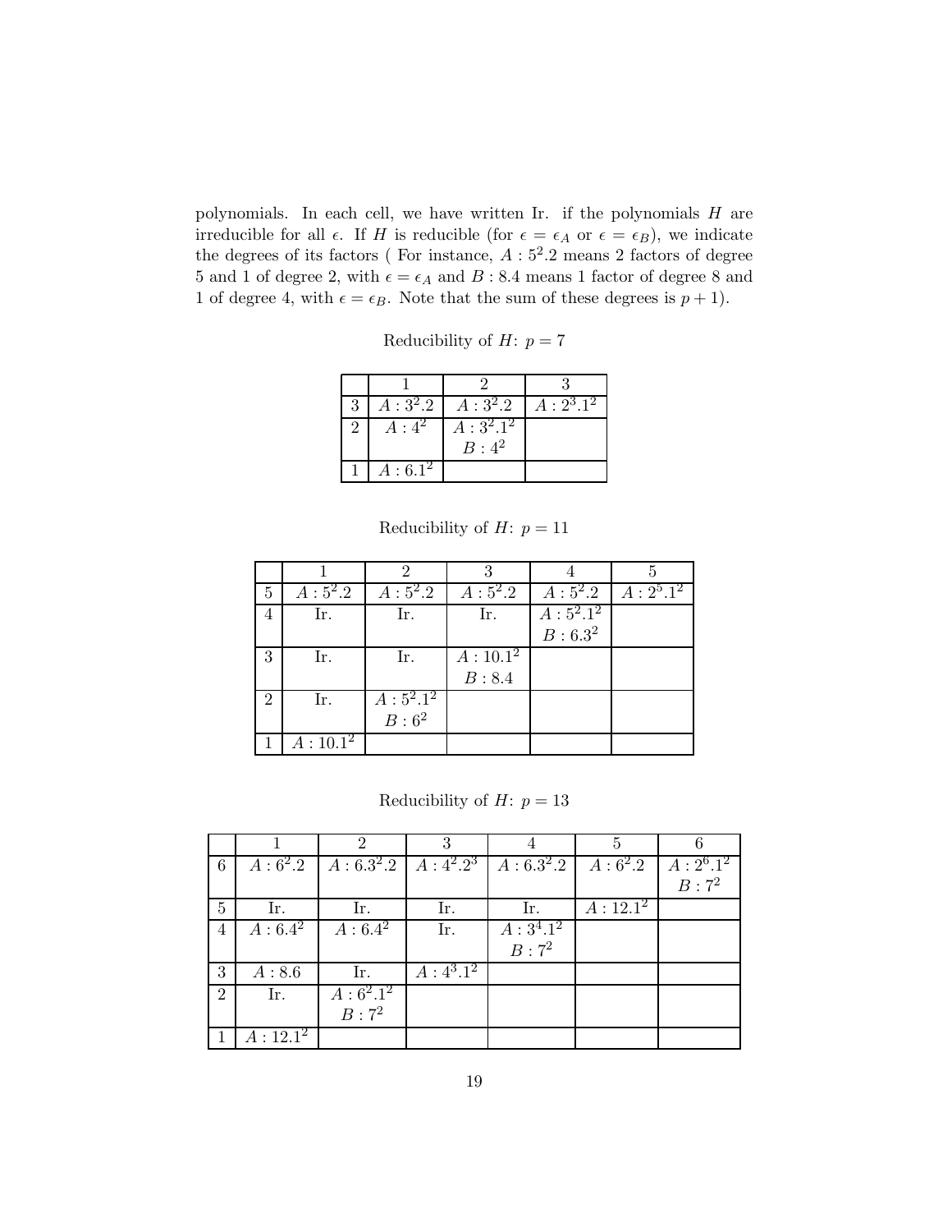polynomials. In each cell, we have written Ir. if the polynomials $H$ are irreducible for all $\epsilon$. If $H$ is reducible (for $\epsilon = \epsilon_A$ or $\epsilon = \epsilon_B$), we indicate the degrees of its factors ( For instance, $A : 5^2.2$ means 2 factors of degree 5 and 1 of degree 2, with $\epsilon = \epsilon_A$ and $B : 8.4$ means 1 factor of degree 8 and 1 of degree 4, with $\epsilon = \epsilon_B$. Note that the sum of these degrees is $p + 1$).

Reducibility of $H$: $p = 7$

| | 1 | 2 | 3 |
|---|---|---|---|
| 3 | $A : 3^2.2$ | $A : 3^2.2$ | $A : 2^3.1^2$ |
| 2 | $A : 4^2$ | $A : 3^2.1^2$ <br> $B : 4^2$ | |
| 1 | $A : 6.1^2$ | | |

Reducibility of $H$: $p = 11$

| | 1 | 2 | 3 | 4 | 5 |
|---|---|---|---|---|---|
| 5 | $A : 5^2.2$ | $A : 5^2.2$ | $A : 5^2.2$ | $A : 5^2.2$ | $A : 2^5.1^2$ |
| 4 | Ir. | Ir. | Ir. | $A : 5^2.1^2$ <br> $B : 6.3^2$ | |
| 3 | Ir. | Ir. | $A : 10.1^2$ <br> $B : 8.4$ | | |
| 2 | Ir. | $A : 5^2.1^2$ <br> $B : 6^2$ | | | |
| 1 | $A : 10.1^2$ | | | | |

Reducibility of $H$: $p = 13$

| | 1 | 2 | 3 | 4 | 5 | 6 |
|---|---|---|---|---|---|---|
| 6 | $A : 6^2.2$ | $A : 6.3^2.2$ | $A : 4^2.2^3$ | $A : 6.3^2.2$ | $A : 6^2.2$ | $A : 2^6.1^2$ <br> $B : 7^2$ |
| 5 | Ir. | Ir. | Ir. | Ir. | $A : 12.1^2$ | |
| 4 | $A : 6.4^2$ | $A : 6.4^2$ | Ir. | $A : 3^4.1^2$ <br> $B : 7^2$ | | |
| 3 | $A : 8.6$ | Ir. | $A : 4^3.1^2$ | | | |
| 2 | Ir. | $A : 6^2.1^2$ <br> $B : 7^2$ | | | | |
| 1 | $A : 12.1^2$ | | | | | |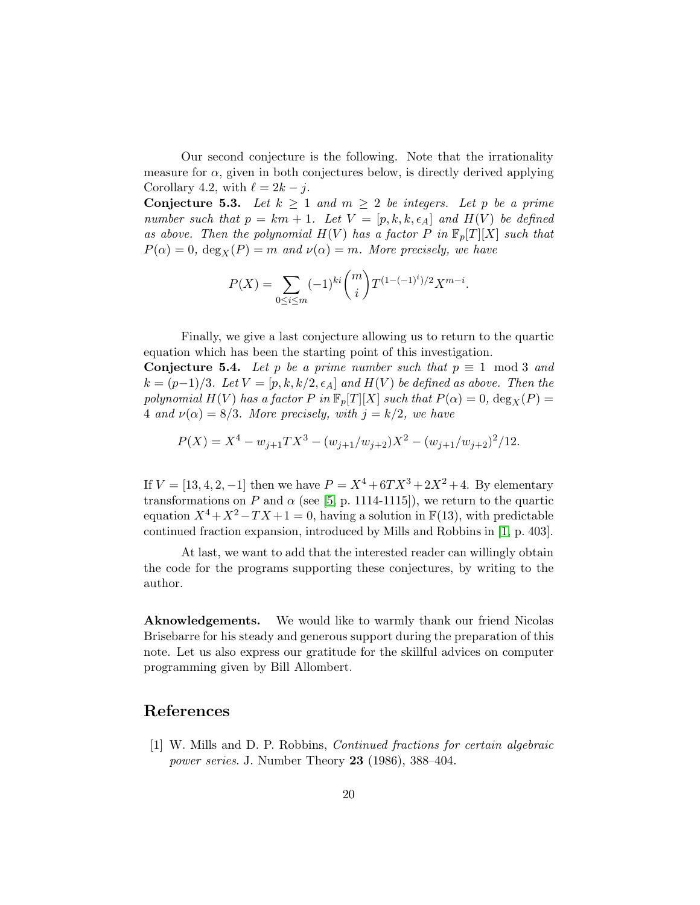Our second conjecture is the following. Note that the irrationality measure for $\alpha$, given in both conjectures below, is directly derived applying Corollary 4.2, with $\ell = 2k - j$.

**Conjecture 5.3.** *Let $k \geq 1$ and $m \geq 2$ be integers. Let $p$ be a prime number such that $p = km + 1$. Let $V = [p, k, k, \epsilon_A]$ and $H(V)$ be defined as above. Then the polynomial $H(V)$ has a factor $P$ in $\mathbb{F}_p[T][X]$ such that $P(\alpha) = 0$, $\deg_X(P) = m$ and $\nu(\alpha) = m$. More precisely, we have*

$$P(X) = \sum_{0 \leq i \leq m} (-1)^{ki} \binom{m}{i} T^{(1-(-1)^i)/2} X^{m-i}.$$

Finally, we give a last conjecture allowing us to return to the quartic equation which has been the starting point of this investigation.

**Conjecture 5.4.** *Let $p$ be a prime number such that $p \equiv 1 \mod 3$ and $k = (p-1)/3$. Let $V = [p, k, k/2, \epsilon_A]$ and $H(V)$ be defined as above. Then the polynomial $H(V)$ has a factor $P$ in $\mathbb{F}_p[T][X]$ such that $P(\alpha) = 0$, $\deg_X(P) = 4$ and $\nu(\alpha) = 8/3$. More precisely, with $j = k/2$, we have*

$$P(X) = X^4 - w_{j+1}TX^3 - (w_{j+1}/w_{j+2})X^2 - (w_{j+1}/w_{j+2})^2/12.$$

If $V = [13, 4, 2, -1]$ then we have $P = X^4 + 6TX^3 + 2X^2 + 4$. By elementary transformations on $P$ and $\alpha$ (see [5, p. 1114-1115]), we return to the quartic equation $X^4 + X^2 - TX + 1 = 0$, having a solution in $\mathbb{F}(13)$, with predictable continued fraction expansion, introduced by Mills and Robbins in [1, p. 403].

At last, we want to add that the interested reader can willingly obtain the code for the programs supporting these conjectures, by writing to the author.

**Aknowledgements.** We would like to warmly thank our friend Nicolas Brisebarre for his steady and generous support during the preparation of this note. Let us also express our gratitude for the skillful advices on computer programming given by Bill Allombert.

## References

[1] W. Mills and D. P. Robbins, *Continued fractions for certain algebraic power series*. J. Number Theory **23** (1986), 388–404.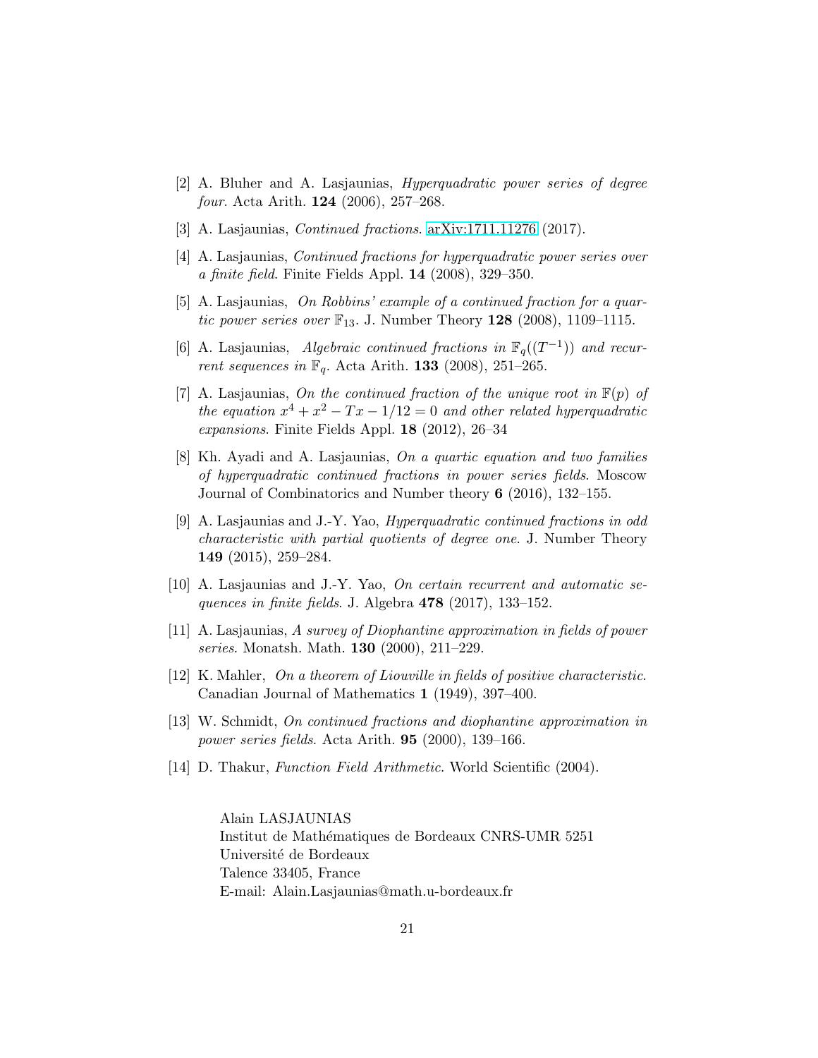[2] A. Bluher and A. Lasjaunias, *Hyperquadratic power series of degree four*. Acta Arith. **124** (2006), 257–268.

[3] A. Lasjaunias, *Continued fractions.* arXiv:1711.11276 (2017).

[4] A. Lasjaunias, *Continued fractions for hyperquadratic power series over a finite field*. Finite Fields Appl. **14** (2008), 329–350.

[5] A. Lasjaunias, *On Robbins' example of a continued fraction for a quartic power series over* $\mathbb{F}_{13}$. J. Number Theory **128** (2008), 1109–1115.

[6] A. Lasjaunias, *Algebraic continued fractions in* $\mathbb{F}_q((T^{-1}))$ *and recurrent sequences in* $\mathbb{F}_q$. Acta Arith. **133** (2008), 251–265.

[7] A. Lasjaunias, *On the continued fraction of the unique root in* $\mathbb{F}(p)$ *of the equation* $x^4 + x^2 - Tx - 1/12 = 0$ *and other related hyperquadratic expansions*. Finite Fields Appl. **18** (2012), 26–34

[8] Kh. Ayadi and A. Lasjaunias, *On a quartic equation and two families of hyperquadratic continued fractions in power series fields*. Moscow Journal of Combinatorics and Number theory **6** (2016), 132–155.

[9] A. Lasjaunias and J.-Y. Yao, *Hyperquadratic continued fractions in odd characteristic with partial quotients of degree one*. J. Number Theory **149** (2015), 259–284.

[10] A. Lasjaunias and J.-Y. Yao, *On certain recurrent and automatic sequences in finite fields*. J. Algebra **478** (2017), 133–152.

[11] A. Lasjaunias, *A survey of Diophantine approximation in fields of power series*. Monatsh. Math. **130** (2000), 211–229.

[12] K. Mahler, *On a theorem of Liouville in fields of positive characteristic*. Canadian Journal of Mathematics **1** (1949), 397–400.

[13] W. Schmidt, *On continued fractions and diophantine approximation in power series fields*. Acta Arith. **95** (2000), 139–166.

[14] D. Thakur, *Function Field Arithmetic*. World Scientific (2004).

Alain LASJAUNIAS
Institut de Mathématiques de Bordeaux CNRS-UMR 5251
Université de Bordeaux
Talence 33405, France
E-mail: Alain.Lasjaunias@math.u-bordeaux.fr